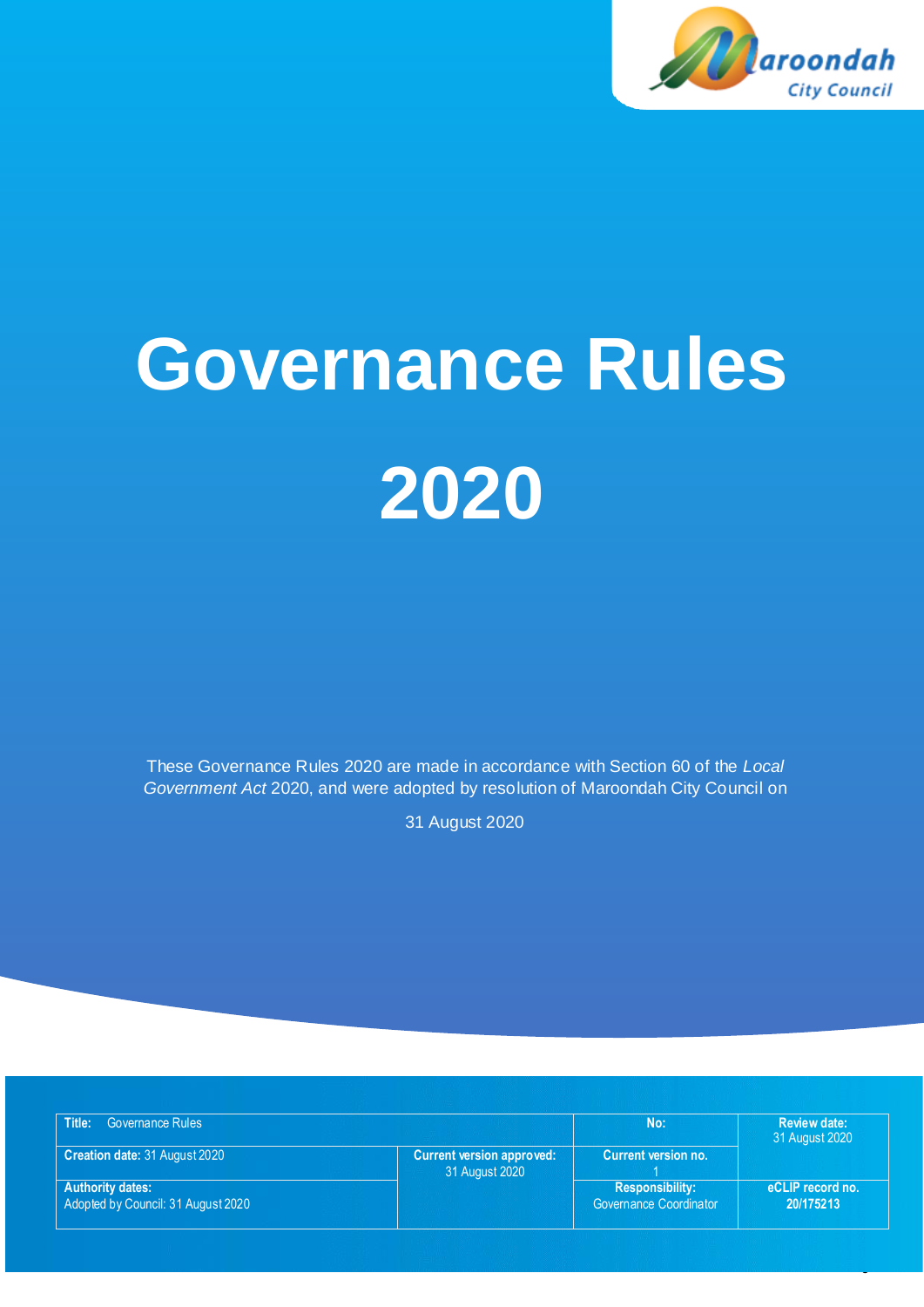# Governance Rules 2020

These Governance Rules 2020 are made in accordance with Section 60 of the *Local Government Act* 2020, and were adopted by resolution of Maroondah City Council on

31 August 2020

| **Title:** Governance Rules | | **No:** | **Review date:** 31 August 2020 |
|---|---|---|---|
| **Creation date:** 31 August 2020 | **Current version approved:** 31 August 2020 | **Current version no.** 1 | |
| **Authority dates:** Adopted by Council: 31 August 2020 | | **Responsibility:** Governance Coordinator | **eCLIP record no.** 20/175213 |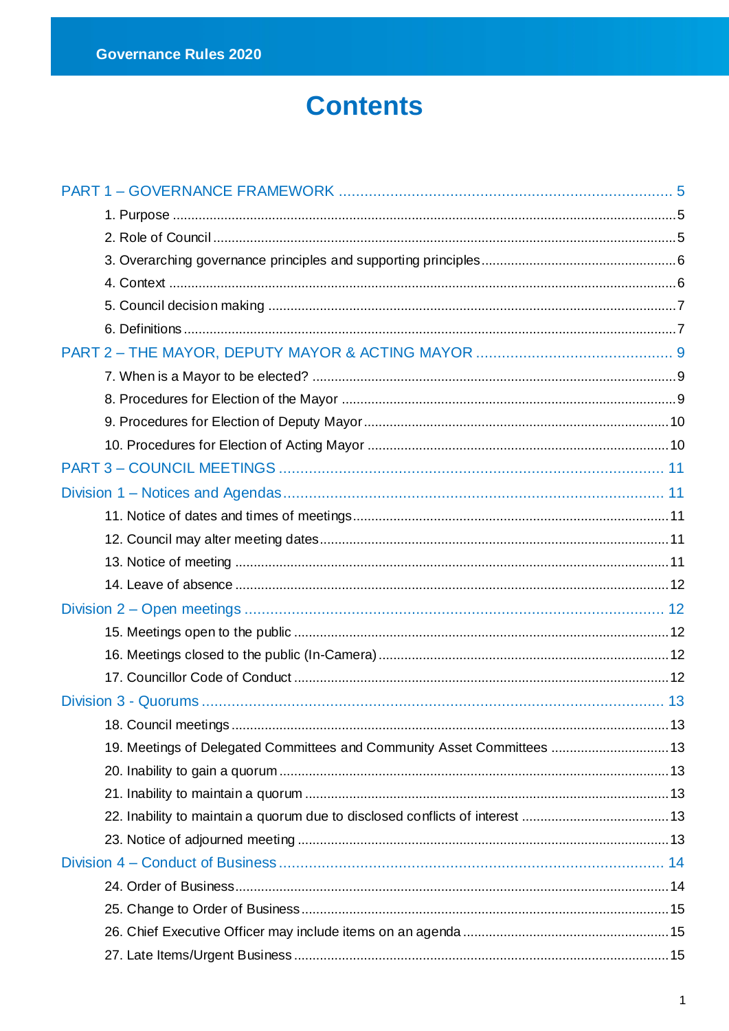# Contents

PART 1 – GOVERNANCE FRAMEWORK ............................................................................. 5

1. Purpose ............................................................................................................................ 5
2. Role of Council ................................................................................................................. 5
3. Overarching governance principles and supporting principles ....................................... 6
4. Context ............................................................................................................................. 6
5. Council decision making .................................................................................................. 7
6. Definitions ........................................................................................................................ 7

PART 2 – THE MAYOR, DEPUTY MAYOR & ACTING MAYOR ............................................. 9

7. When is a Mayor to be elected? ...................................................................................... 9
8. Procedures for Election of the Mayor .............................................................................. 9
9. Procedures for Election of Deputy Mayor ...................................................................... 10
10. Procedures for Election of Acting Mayor ..................................................................... 10

PART 3 – COUNCIL MEETINGS ......................................................................................... 11

Division 1 – Notices and Agendas ........................................................................................ 11

11. Notice of dates and times of meetings ......................................................................... 11
12. Council may alter meeting dates .................................................................................. 11
13. Notice of meeting ......................................................................................................... 11
14. Leave of absence ......................................................................................................... 12

Division 2 – Open meetings .................................................................................................. 12

15. Meetings open to the public ......................................................................................... 12
16. Meetings closed to the public (In-Camera) .................................................................. 12
17. Councillor Code of Conduct ......................................................................................... 12

Division 3 - Quorums ............................................................................................................ 13

18. Council meetings .......................................................................................................... 13
19. Meetings of Delegated Committees and Community Asset Committees ..................... 13
20. Inability to gain a quorum ............................................................................................. 13
21. Inability to maintain a quorum ...................................................................................... 13
22. Inability to maintain a quorum due to disclosed conflicts of interest ........................... 13
23. Notice of adjourned meeting ........................................................................................ 13

Division 4 – Conduct of Business ......................................................................................... 14

24. Order of Business ......................................................................................................... 14
25. Change to Order of Business ....................................................................................... 15
26. Chief Executive Officer may include items on an agenda ........................................... 15
27. Late Items/Urgent Business .......................................................................................... 15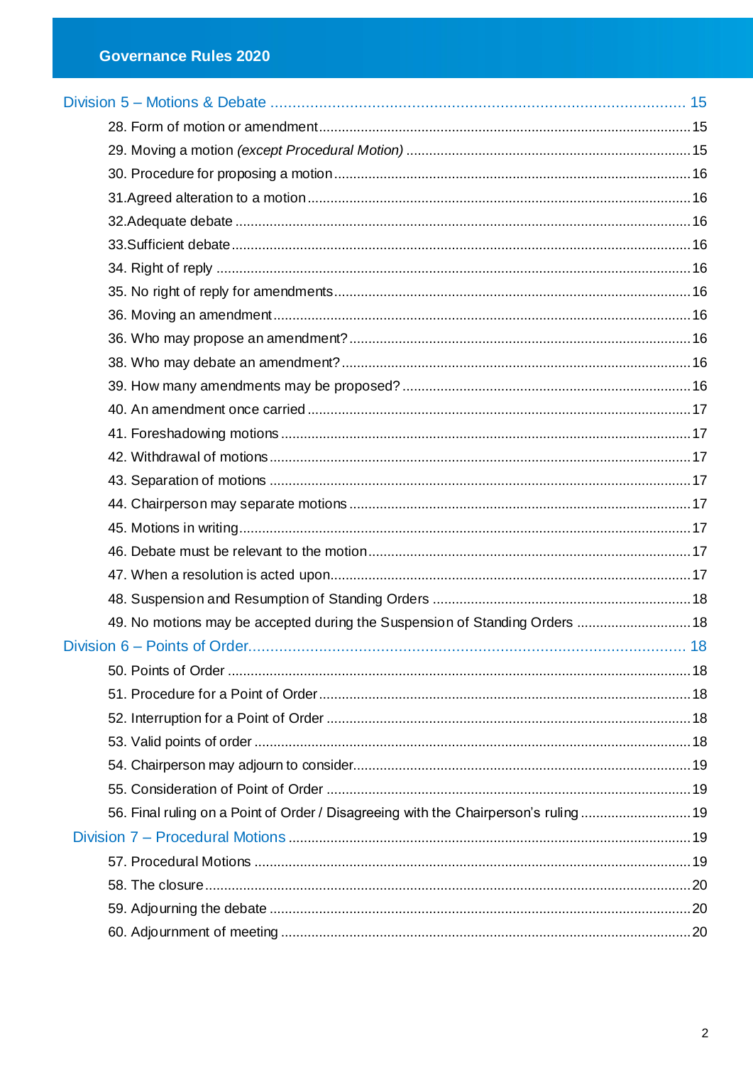| | |
|---|---|
| **Division 5 – Motions & Debate** | **15** |
| 28. Form of motion or amendment | 15 |
| 29. Moving a motion *(except Procedural Motion)* | 15 |
| 30. Procedure for proposing a motion | 16 |
| 31.Agreed alteration to a motion | 16 |
| 32.Adequate debate | 16 |
| 33.Sufficient debate | 16 |
| 34. Right of reply | 16 |
| 35. No right of reply for amendments | 16 |
| 36. Moving an amendment | 16 |
| 36. Who may propose an amendment? | 16 |
| 38. Who may debate an amendment? | 16 |
| 39. How many amendments may be proposed? | 16 |
| 40. An amendment once carried | 17 |
| 41. Foreshadowing motions | 17 |
| 42. Withdrawal of motions | 17 |
| 43. Separation of motions | 17 |
| 44. Chairperson may separate motions | 17 |
| 45. Motions in writing | 17 |
| 46. Debate must be relevant to the motion | 17 |
| 47. When a resolution is acted upon | 17 |
| 48. Suspension and Resumption of Standing Orders | 18 |
| 49. No motions may be accepted during the Suspension of Standing Orders | 18 |
| **Division 6 – Points of Order** | **18** |
| 50. Points of Order | 18 |
| 51. Procedure for a Point of Order | 18 |
| 52. Interruption for a Point of Order | 18 |
| 53. Valid points of order | 18 |
| 54. Chairperson may adjourn to consider | 19 |
| 55. Consideration of Point of Order | 19 |
| 56. Final ruling on a Point of Order / Disagreeing with the Chairperson's ruling | 19 |
| **Division 7 – Procedural Motions** | **19** |
| 57. Procedural Motions | 19 |
| 58. The closure | 20 |
| 59. Adjourning the debate | 20 |
| 60. Adjournment of meeting | 20 |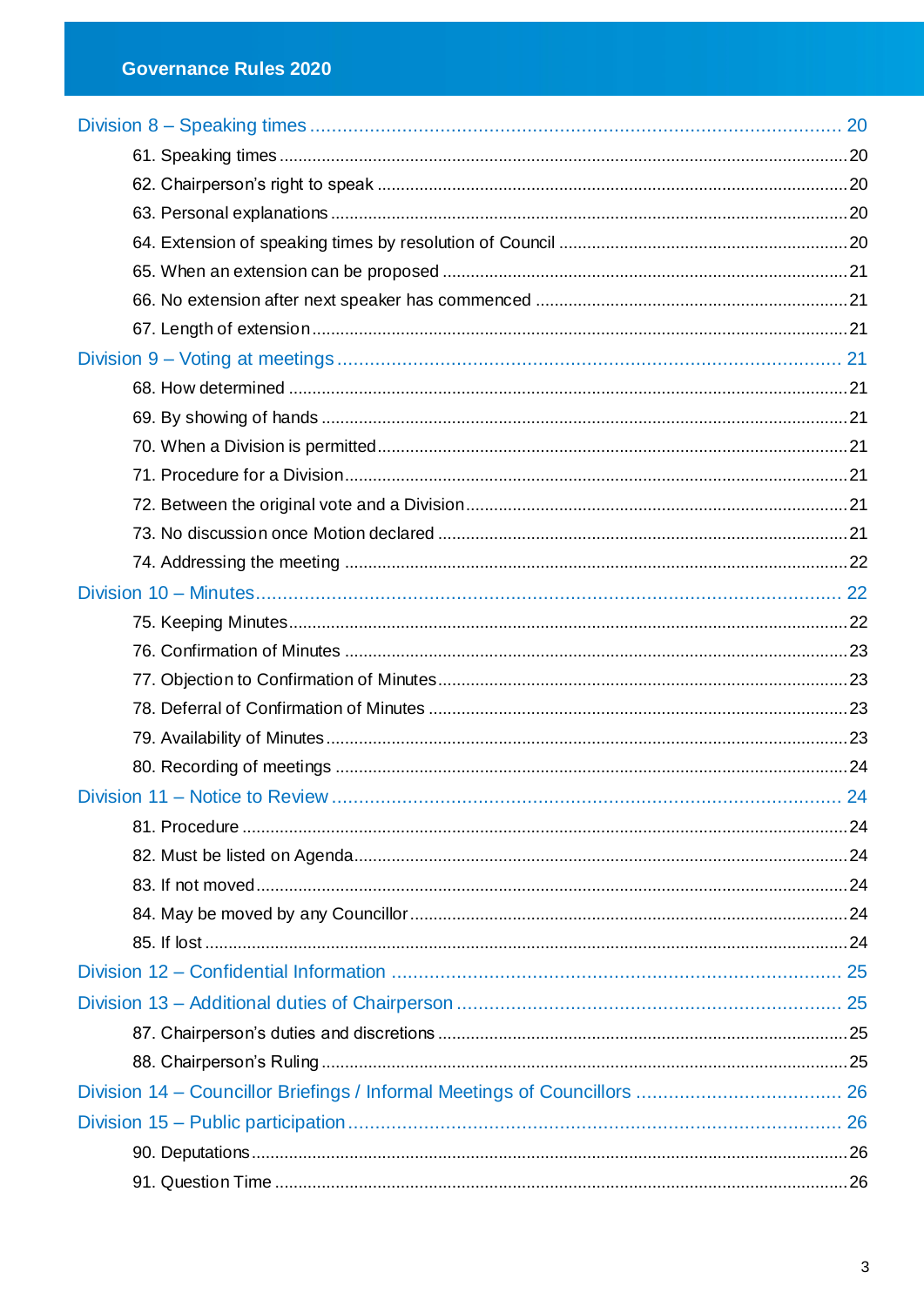[Division 8 – Speaking times ... 20](#)

- 61. Speaking times ... 20
- 62. Chairperson's right to speak ... 20
- 63. Personal explanations ... 20
- 64. Extension of speaking times by resolution of Council ... 20
- 65. When an extension can be proposed ... 21
- 66. No extension after next speaker has commenced ... 21
- 67. Length of extension ... 21

Division 9 – Voting at meetings ... 21

- 68. How determined ... 21
- 69. By showing of hands ... 21
- 70. When a Division is permitted ... 21
- 71. Procedure for a Division ... 21
- 72. Between the original vote and a Division ... 21
- 73. No discussion once Motion declared ... 21
- 74. Addressing the meeting ... 22

Division 10 – Minutes ... 22

- 75. Keeping Minutes ... 22
- 76. Confirmation of Minutes ... 23
- 77. Objection to Confirmation of Minutes ... 23
- 78. Deferral of Confirmation of Minutes ... 23
- 79. Availability of Minutes ... 23
- 80. Recording of meetings ... 24

Division 11 – Notice to Review ... 24

- 81. Procedure ... 24
- 82. Must be listed on Agenda ... 24
- 83. If not moved ... 24
- 84. May be moved by any Councillor ... 24
- 85. If lost ... 24

Division 12 – Confidential Information ... 25

Division 13 – Additional duties of Chairperson ... 25

- 87. Chairperson's duties and discretions ... 25
- 88. Chairperson's Ruling ... 25

Division 14 – Councillor Briefings / Informal Meetings of Councillors ... 26

Division 15 – Public participation ... 26

- 90. Deputations ... 26
- 91. Question Time ... 26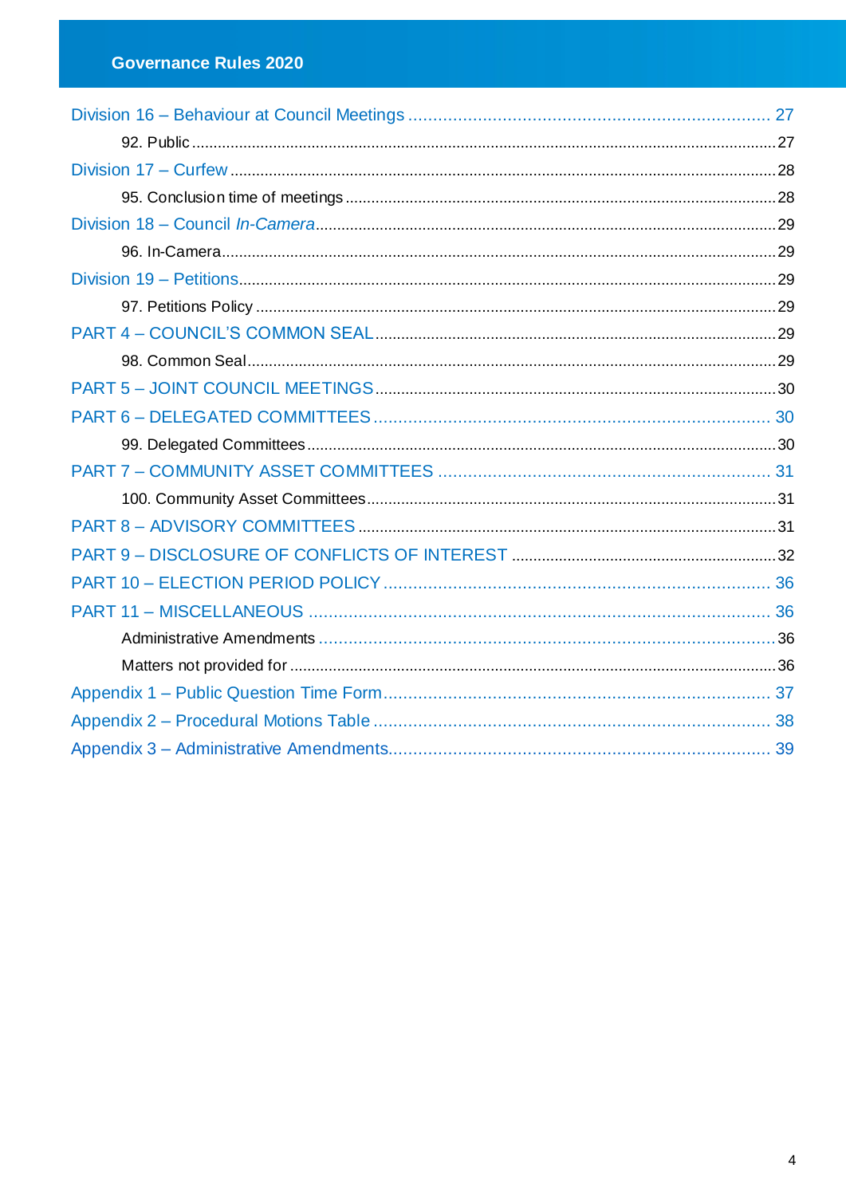Division 16 – Behaviour at Council Meetings ........................................................................ 27

92. Public ........................................................................................................................ 27

Division 17 – Curfew .............................................................................................................. 28

95. Conclusion time of meetings ..................................................................................... 28

Division 18 – Council *In-Camera* ........................................................................................... 29

96. In-Camera .................................................................................................................. 29

Division 19 – Petitions ............................................................................................................. 29

97. Petitions Policy ........................................................................................................... 29

PART 4 – COUNCIL'S COMMON SEAL .................................................................................. 29

98. Common Seal ............................................................................................................. 29

PART 5 – JOINT COUNCIL MEETINGS .................................................................................. 30

PART 6 – DELEGATED COMMITTEES ................................................................................... 30

99. Delegated Committees ............................................................................................... 30

PART 7 – COMMUNITY ASSET COMMITTEES ...................................................................... 31

100. Community Asset Committees .................................................................................. 31

PART 8 – ADVISORY COMMITTEES ...................................................................................... 31

PART 9 – DISCLOSURE OF CONFLICTS OF INTEREST ...................................................... 32

PART 10 – ELECTION PERIOD POLICY ................................................................................ 36

PART 11 – MISCELLANEOUS ................................................................................................ 36

Administrative Amendments ............................................................................................. 36

Matters not provided for ................................................................................................... 36

Appendix 1 – Public Question Time Form ................................................................................ 37

Appendix 2 – Procedural Motions Table ................................................................................... 38

Appendix 3 – Administrative Amendments ................................................................................ 39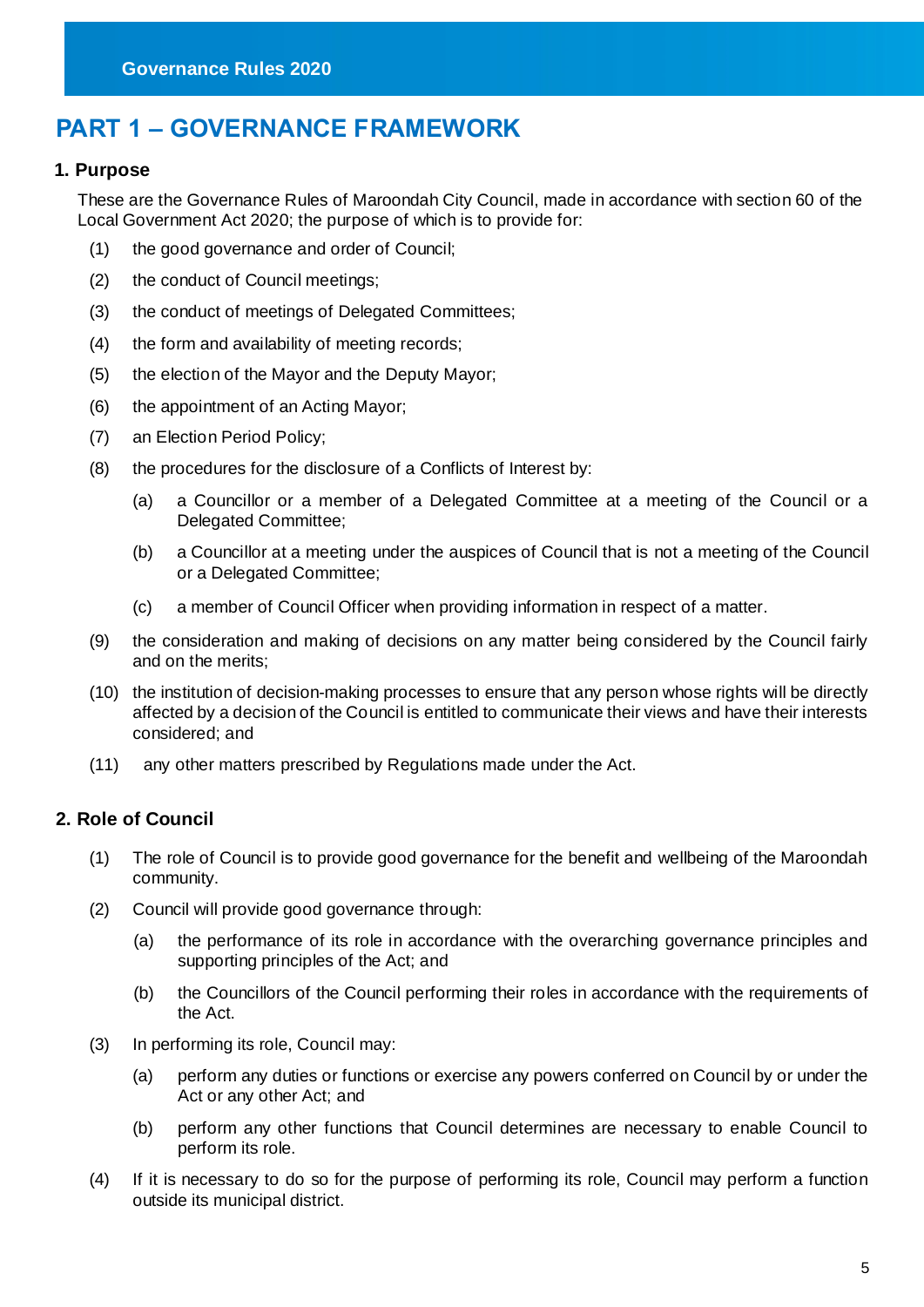# PART 1 – GOVERNANCE FRAMEWORK

## 1. Purpose

These are the Governance Rules of Maroondah City Council, made in accordance with section 60 of the Local Government Act 2020; the purpose of which is to provide for:

(1) the good governance and order of Council;

(2) the conduct of Council meetings;

(3) the conduct of meetings of Delegated Committees;

(4) the form and availability of meeting records;

(5) the election of the Mayor and the Deputy Mayor;

(6) the appointment of an Acting Mayor;

(7) an Election Period Policy;

(8) the procedures for the disclosure of a Conflicts of Interest by:

(a) a Councillor or a member of a Delegated Committee at a meeting of the Council or a Delegated Committee;

(b) a Councillor at a meeting under the auspices of Council that is not a meeting of the Council or a Delegated Committee;

(c) a member of Council Officer when providing information in respect of a matter.

(9) the consideration and making of decisions on any matter being considered by the Council fairly and on the merits;

(10) the institution of decision-making processes to ensure that any person whose rights will be directly affected by a decision of the Council is entitled to communicate their views and have their interests considered; and

(11) any other matters prescribed by Regulations made under the Act.

## 2. Role of Council

(1) The role of Council is to provide good governance for the benefit and wellbeing of the Maroondah community.

(2) Council will provide good governance through:

(a) the performance of its role in accordance with the overarching governance principles and supporting principles of the Act; and

(b) the Councillors of the Council performing their roles in accordance with the requirements of the Act.

(3) In performing its role, Council may:

(a) perform any duties or functions or exercise any powers conferred on Council by or under the Act or any other Act; and

(b) perform any other functions that Council determines are necessary to enable Council to perform its role.

(4) If it is necessary to do so for the purpose of performing its role, Council may perform a function outside its municipal district.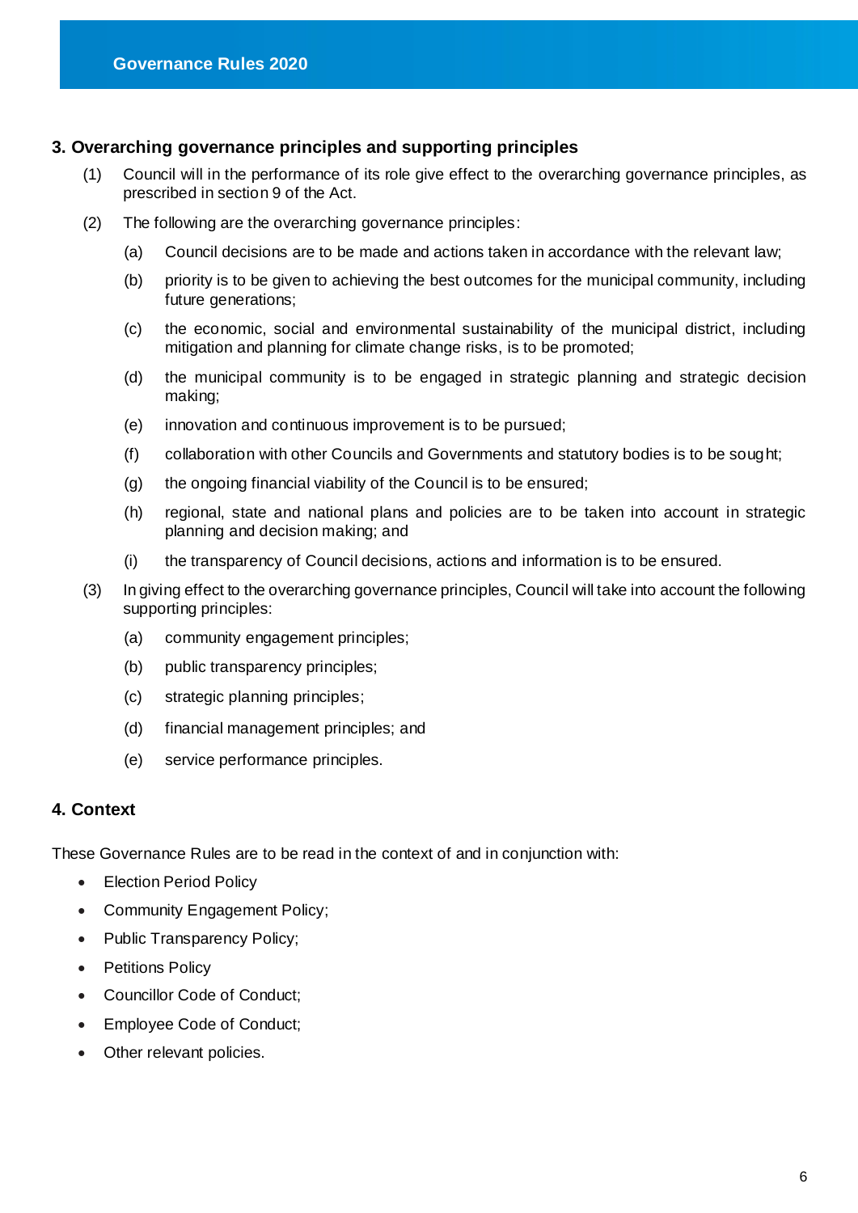## 3. Overarching governance principles and supporting principles

(1) Council will in the performance of its role give effect to the overarching governance principles, as prescribed in section 9 of the Act.

(2) The following are the overarching governance principles:

  (a) Council decisions are to be made and actions taken in accordance with the relevant law;

  (b) priority is to be given to achieving the best outcomes for the municipal community, including future generations;

  (c) the economic, social and environmental sustainability of the municipal district, including mitigation and planning for climate change risks, is to be promoted;

  (d) the municipal community is to be engaged in strategic planning and strategic decision making;

  (e) innovation and continuous improvement is to be pursued;

  (f) collaboration with other Councils and Governments and statutory bodies is to be sought;

  (g) the ongoing financial viability of the Council is to be ensured;

  (h) regional, state and national plans and policies are to be taken into account in strategic planning and decision making; and

  (i) the transparency of Council decisions, actions and information is to be ensured.

(3) In giving effect to the overarching governance principles, Council will take into account the following supporting principles:

  (a) community engagement principles;

  (b) public transparency principles;

  (c) strategic planning principles;

  (d) financial management principles; and

  (e) service performance principles.

## 4. Context

These Governance Rules are to be read in the context of and in conjunction with:

- Election Period Policy
- Community Engagement Policy;
- Public Transparency Policy;
- Petitions Policy
- Councillor Code of Conduct;
- Employee Code of Conduct;
- Other relevant policies.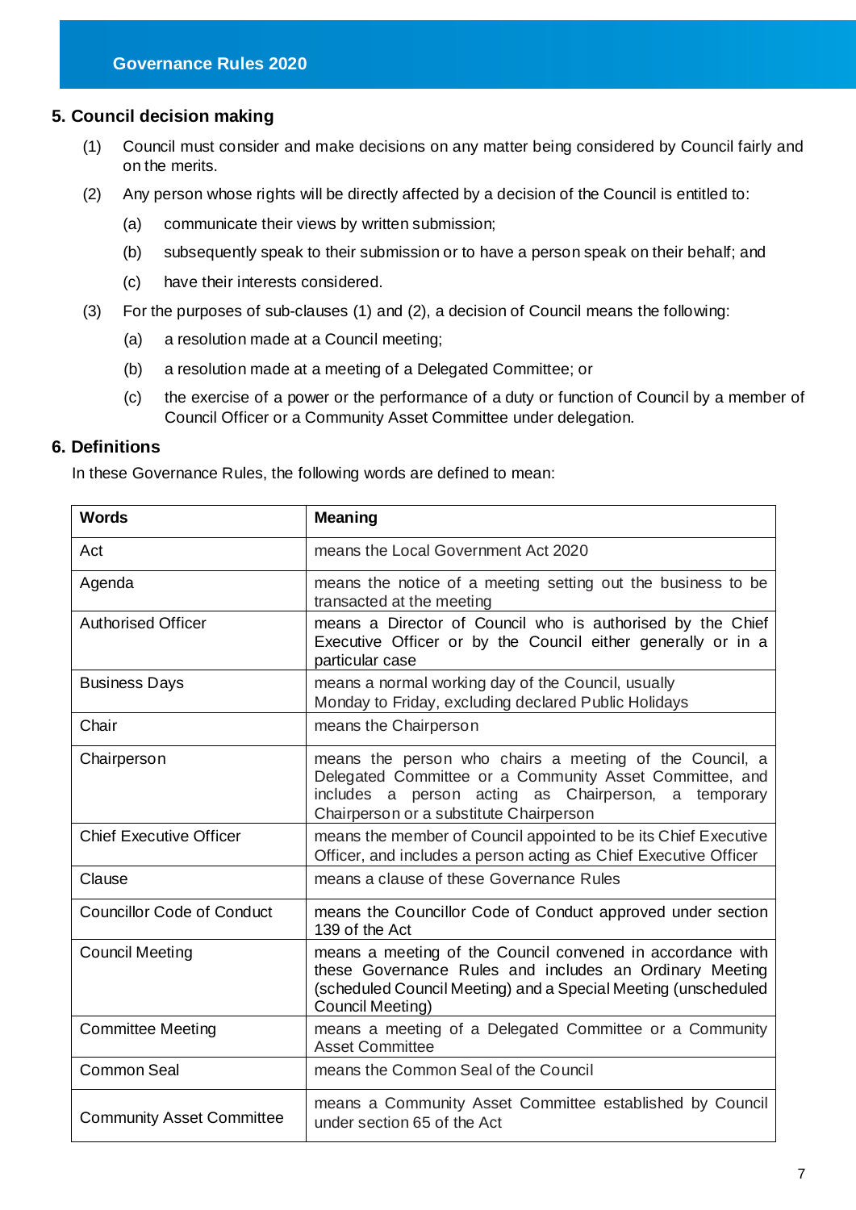## 5. Council decision making

(1) Council must consider and make decisions on any matter being considered by Council fairly and on the merits.

(2) Any person whose rights will be directly affected by a decision of the Council is entitled to:

(a) communicate their views by written submission;

(b) subsequently speak to their submission or to have a person speak on their behalf; and

(c) have their interests considered.

(3) For the purposes of sub-clauses (1) and (2), a decision of Council means the following:

(a) a resolution made at a Council meeting;

(b) a resolution made at a meeting of a Delegated Committee; or

(c) the exercise of a power or the performance of a duty or function of Council by a member of Council Officer or a Community Asset Committee under delegation.

## 6. Definitions

In these Governance Rules, the following words are defined to mean:

| Words | Meaning |
|---|---|
| Act | means the Local Government Act 2020 |
| Agenda | means the notice of a meeting setting out the business to be transacted at the meeting |
| Authorised Officer | means a Director of Council who is authorised by the Chief Executive Officer or by the Council either generally or in a particular case |
| Business Days | means a normal working day of the Council, usually Monday to Friday, excluding declared Public Holidays |
| Chair | means the Chairperson |
| Chairperson | means the person who chairs a meeting of the Council, a Delegated Committee or a Community Asset Committee, and includes a person acting as Chairperson, a temporary Chairperson or a substitute Chairperson |
| Chief Executive Officer | means the member of Council appointed to be its Chief Executive Officer, and includes a person acting as Chief Executive Officer |
| Clause | means a clause of these Governance Rules |
| Councillor Code of Conduct | means the Councillor Code of Conduct approved under section 139 of the Act |
| Council Meeting | means a meeting of the Council convened in accordance with these Governance Rules and includes an Ordinary Meeting (scheduled Council Meeting) and a Special Meeting (unscheduled Council Meeting) |
| Committee Meeting | means a meeting of a Delegated Committee or a Community Asset Committee |
| Common Seal | means the Common Seal of the Council |
| Community Asset Committee | means a Community Asset Committee established by Council under section 65 of the Act |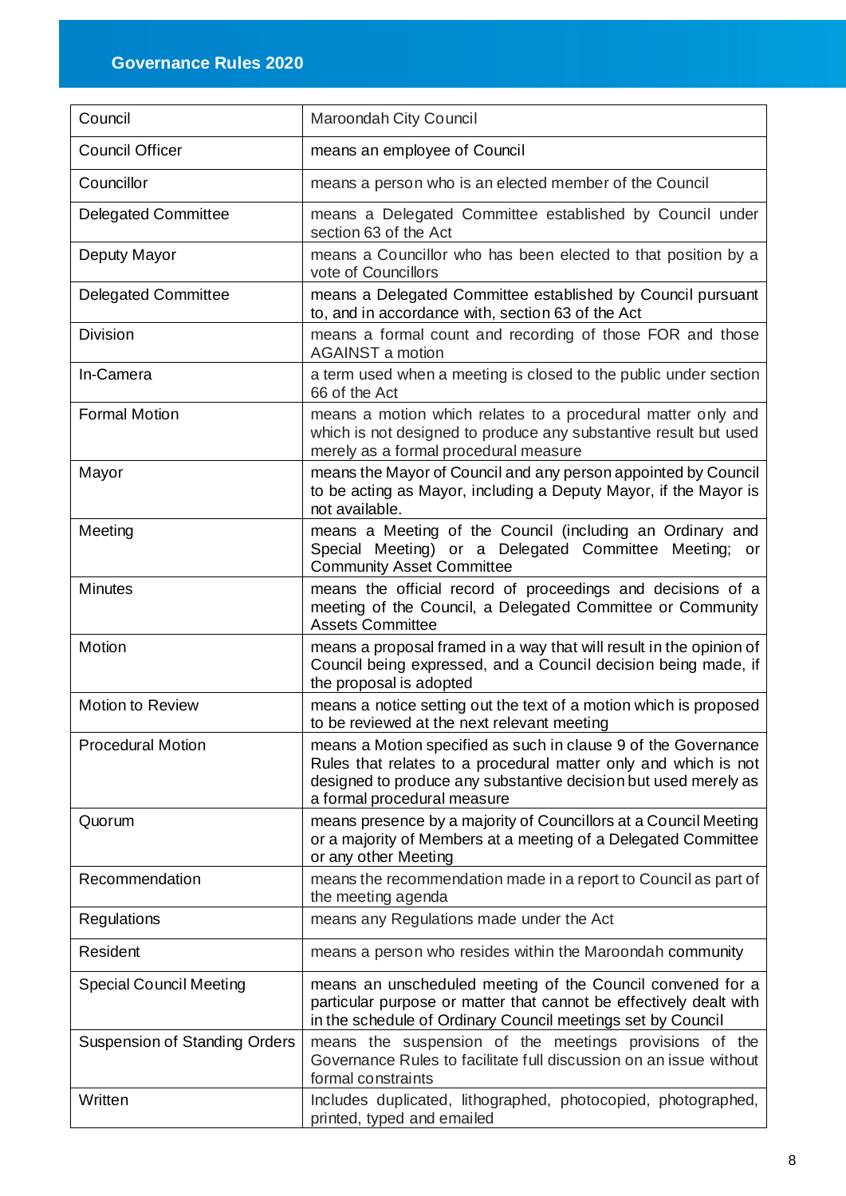| | |
|---|---|
| Council | Maroondah City Council |
| Council Officer | means an employee of Council |
| Councillor | means a person who is an elected member of the Council |
| Delegated Committee | means a Delegated Committee established by Council under section 63 of the Act |
| Deputy Mayor | means a Councillor who has been elected to that position by a vote of Councillors |
| Delegated Committee | means a Delegated Committee established by Council pursuant to, and in accordance with, section 63 of the Act |
| Division | means a formal count and recording of those FOR and those AGAINST a motion |
| In-Camera | a term used when a meeting is closed to the public under section 66 of the Act |
| Formal Motion | means a motion which relates to a procedural matter only and which is not designed to produce any substantive result but used merely as a formal procedural measure |
| Mayor | means the Mayor of Council and any person appointed by Council to be acting as Mayor, including a Deputy Mayor, if the Mayor is not available. |
| Meeting | means a Meeting of the Council (including an Ordinary and Special Meeting) or a Delegated Committee Meeting; or Community Asset Committee |
| Minutes | means the official record of proceedings and decisions of a meeting of the Council, a Delegated Committee or Community Assets Committee |
| Motion | means a proposal framed in a way that will result in the opinion of Council being expressed, and a Council decision being made, if the proposal is adopted |
| Motion to Review | means a notice setting out the text of a motion which is proposed to be reviewed at the next relevant meeting |
| Procedural Motion | means a Motion specified as such in clause 9 of the Governance Rules that relates to a procedural matter only and which is not designed to produce any substantive decision but used merely as a formal procedural measure |
| Quorum | means presence by a majority of Councillors at a Council Meeting or a majority of Members at a meeting of a Delegated Committee or any other Meeting |
| Recommendation | means the recommendation made in a report to Council as part of the meeting agenda |
| Regulations | means any Regulations made under the Act |
| Resident | means a person who resides within the Maroondah community |
| Special Council Meeting | means an unscheduled meeting of the Council convened for a particular purpose or matter that cannot be effectively dealt with in the schedule of Ordinary Council meetings set by Council |
| Suspension of Standing Orders | means the suspension of the meetings provisions of the Governance Rules to facilitate full discussion on an issue without formal constraints |
| Written | Includes duplicated, lithographed, photocopied, photographed, printed, typed and emailed |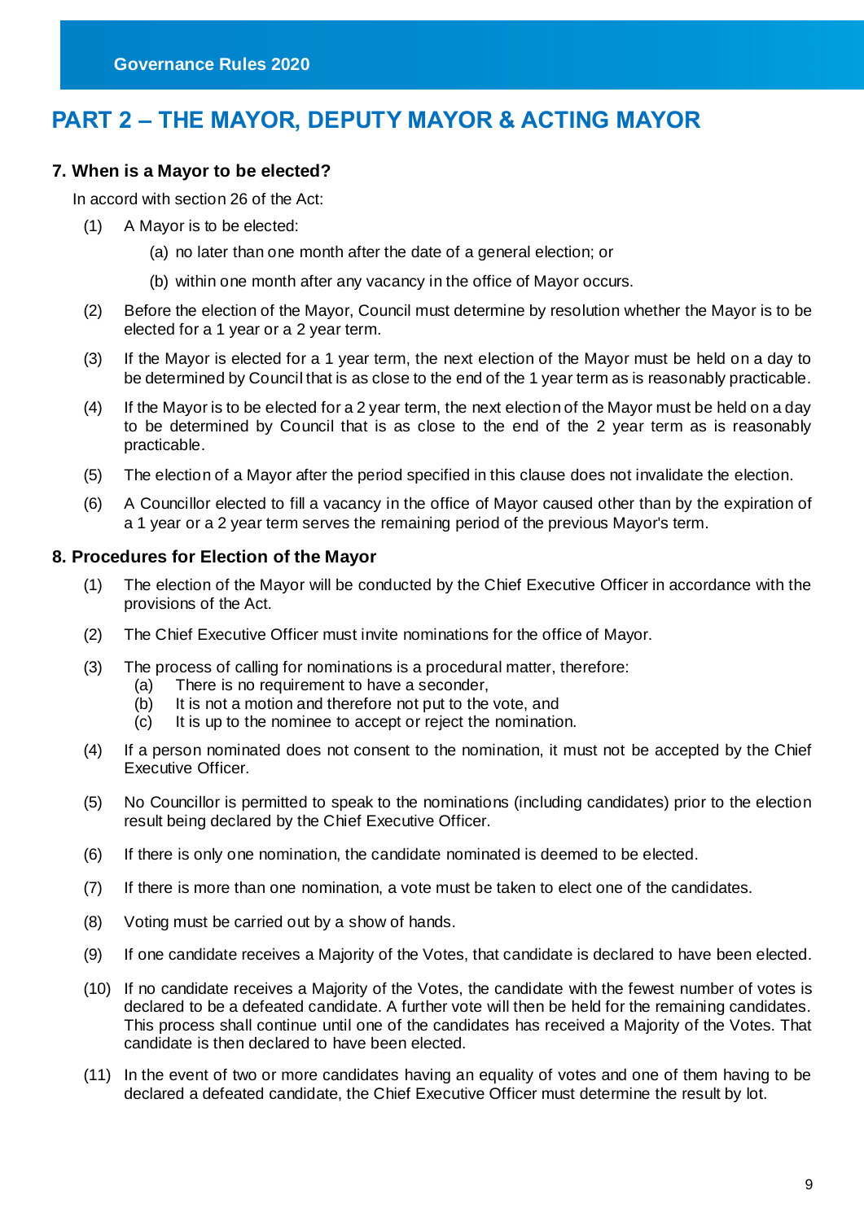# PART 2 – THE MAYOR, DEPUTY MAYOR & ACTING MAYOR

### 7. When is a Mayor to be elected?

In accord with section 26 of the Act:

(1) A Mayor is to be elected:

   (a) no later than one month after the date of a general election; or

   (b) within one month after any vacancy in the office of Mayor occurs.

(2) Before the election of the Mayor, Council must determine by resolution whether the Mayor is to be elected for a 1 year or a 2 year term.

(3) If the Mayor is elected for a 1 year term, the next election of the Mayor must be held on a day to be determined by Council that is as close to the end of the 1 year term as is reasonably practicable.

(4) If the Mayor is to be elected for a 2 year term, the next election of the Mayor must be held on a day to be determined by Council that is as close to the end of the 2 year term as is reasonably practicable.

(5) The election of a Mayor after the period specified in this clause does not invalidate the election.

(6) A Councillor elected to fill a vacancy in the office of Mayor caused other than by the expiration of a 1 year or a 2 year term serves the remaining period of the previous Mayor's term.

### 8. Procedures for Election of the Mayor

(1) The election of the Mayor will be conducted by the Chief Executive Officer in accordance with the provisions of the Act.

(2) The Chief Executive Officer must invite nominations for the office of Mayor.

(3) The process of calling for nominations is a procedural matter, therefore:
   (a) There is no requirement to have a seconder,
   (b) It is not a motion and therefore not put to the vote, and
   (c) It is up to the nominee to accept or reject the nomination.

(4) If a person nominated does not consent to the nomination, it must not be accepted by the Chief Executive Officer.

(5) No Councillor is permitted to speak to the nominations (including candidates) prior to the election result being declared by the Chief Executive Officer.

(6) If there is only one nomination, the candidate nominated is deemed to be elected.

(7) If there is more than one nomination, a vote must be taken to elect one of the candidates.

(8) Voting must be carried out by a show of hands.

(9) If one candidate receives a Majority of the Votes, that candidate is declared to have been elected.

(10) If no candidate receives a Majority of the Votes, the candidate with the fewest number of votes is declared to be a defeated candidate. A further vote will then be held for the remaining candidates. This process shall continue until one of the candidates has received a Majority of the Votes. That candidate is then declared to have been elected.

(11) In the event of two or more candidates having an equality of votes and one of them having to be declared a defeated candidate, the Chief Executive Officer must determine the result by lot.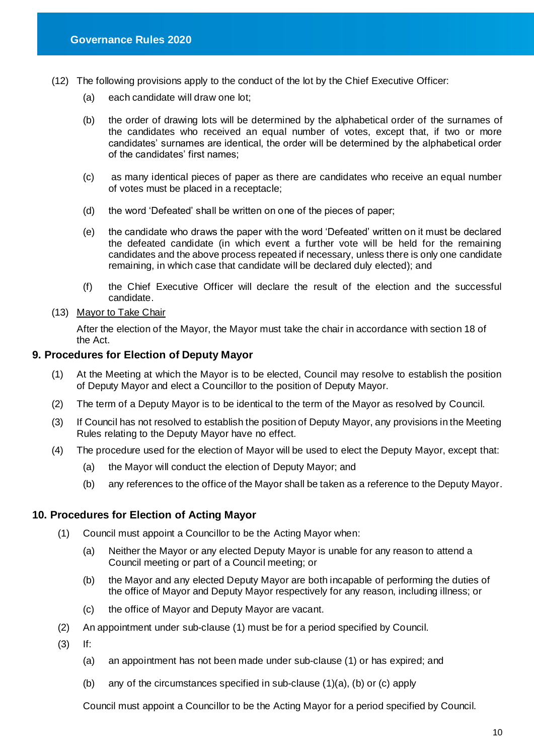(12) The following provisions apply to the conduct of the lot by the Chief Executive Officer:

   (a) each candidate will draw one lot;

   (b) the order of drawing lots will be determined by the alphabetical order of the surnames of the candidates who received an equal number of votes, except that, if two or more candidates' surnames are identical, the order will be determined by the alphabetical order of the candidates' first names;

   (c) as many identical pieces of paper as there are candidates who receive an equal number of votes must be placed in a receptacle;

   (d) the word 'Defeated' shall be written on one of the pieces of paper;

   (e) the candidate who draws the paper with the word 'Defeated' written on it must be declared the defeated candidate (in which event a further vote will be held for the remaining candidates and the above process repeated if necessary, unless there is only one candidate remaining, in which case that candidate will be declared duly elected); and

   (f) the Chief Executive Officer will declare the result of the election and the successful candidate.

(13) Mayor to Take Chair

After the election of the Mayor, the Mayor must take the chair in accordance with section 18 of the Act.

## 9. Procedures for Election of Deputy Mayor

(1) At the Meeting at which the Mayor is to be elected, Council may resolve to establish the position of Deputy Mayor and elect a Councillor to the position of Deputy Mayor.

(2) The term of a Deputy Mayor is to be identical to the term of the Mayor as resolved by Council.

(3) If Council has not resolved to establish the position of Deputy Mayor, any provisions in the Meeting Rules relating to the Deputy Mayor have no effect.

(4) The procedure used for the election of Mayor will be used to elect the Deputy Mayor, except that:

   (a) the Mayor will conduct the election of Deputy Mayor; and

   (b) any references to the office of the Mayor shall be taken as a reference to the Deputy Mayor.

## 10. Procedures for Election of Acting Mayor

(1) Council must appoint a Councillor to be the Acting Mayor when:

   (a) Neither the Mayor or any elected Deputy Mayor is unable for any reason to attend a Council meeting or part of a Council meeting; or

   (b) the Mayor and any elected Deputy Mayor are both incapable of performing the duties of the office of Mayor and Deputy Mayor respectively for any reason, including illness; or

   (c) the office of Mayor and Deputy Mayor are vacant.

(2) An appointment under sub-clause (1) must be for a period specified by Council.

(3) If:

   (a) an appointment has not been made under sub-clause (1) or has expired; and

   (b) any of the circumstances specified in sub-clause (1)(a), (b) or (c) apply

   Council must appoint a Councillor to be the Acting Mayor for a period specified by Council.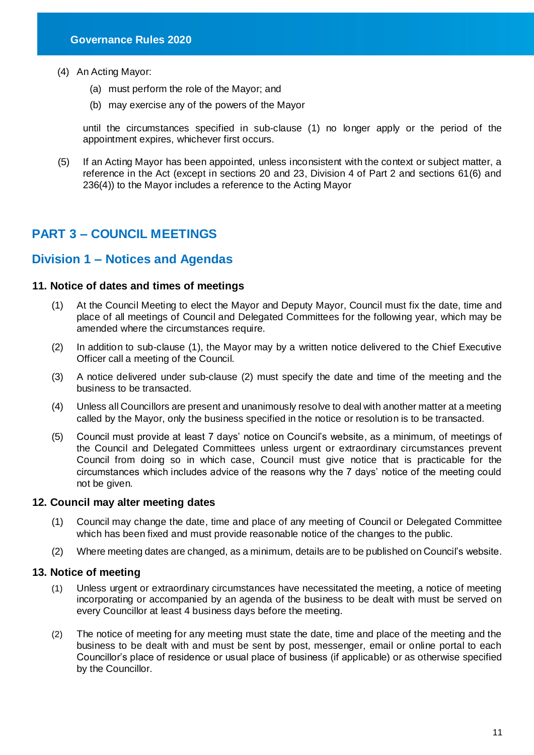(4) An Acting Mayor:

   (a) must perform the role of the Mayor; and

   (b) may exercise any of the powers of the Mayor

   until the circumstances specified in sub-clause (1) no longer apply or the period of the appointment expires, whichever first occurs.

(5) If an Acting Mayor has been appointed, unless inconsistent with the context or subject matter, a reference in the Act (except in sections 20 and 23, Division 4 of Part 2 and sections 61(6) and 236(4)) to the Mayor includes a reference to the Acting Mayor

# PART 3 – COUNCIL MEETINGS

## Division 1 – Notices and Agendas

### 11. Notice of dates and times of meetings

(1) At the Council Meeting to elect the Mayor and Deputy Mayor, Council must fix the date, time and place of all meetings of Council and Delegated Committees for the following year, which may be amended where the circumstances require.

(2) In addition to sub-clause (1), the Mayor may by a written notice delivered to the Chief Executive Officer call a meeting of the Council.

(3) A notice delivered under sub-clause (2) must specify the date and time of the meeting and the business to be transacted.

(4) Unless all Councillors are present and unanimously resolve to deal with another matter at a meeting called by the Mayor, only the business specified in the notice or resolution is to be transacted.

(5) Council must provide at least 7 days' notice on Council's website, as a minimum, of meetings of the Council and Delegated Committees unless urgent or extraordinary circumstances prevent Council from doing so in which case, Council must give notice that is practicable for the circumstances which includes advice of the reasons why the 7 days' notice of the meeting could not be given.

### 12. Council may alter meeting dates

(1) Council may change the date, time and place of any meeting of Council or Delegated Committee which has been fixed and must provide reasonable notice of the changes to the public.

(2) Where meeting dates are changed, as a minimum, details are to be published on Council's website.

### 13. Notice of meeting

(1) Unless urgent or extraordinary circumstances have necessitated the meeting, a notice of meeting incorporating or accompanied by an agenda of the business to be dealt with must be served on every Councillor at least 4 business days before the meeting.

(2) The notice of meeting for any meeting must state the date, time and place of the meeting and the business to be dealt with and must be sent by post, messenger, email or online portal to each Councillor's place of residence or usual place of business (if applicable) or as otherwise specified by the Councillor.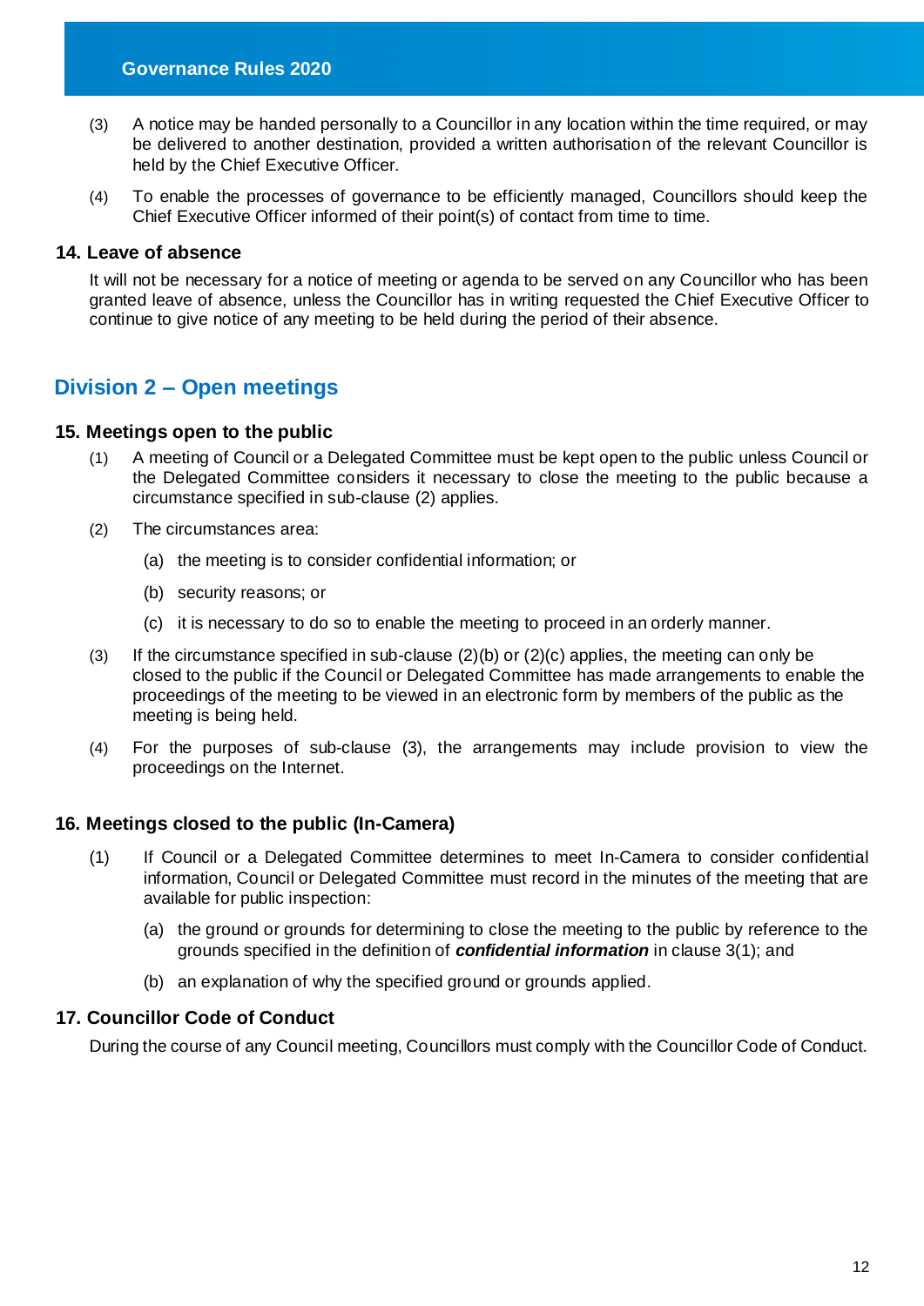(3) A notice may be handed personally to a Councillor in any location within the time required, or may be delivered to another destination, provided a written authorisation of the relevant Councillor is held by the Chief Executive Officer.

(4) To enable the processes of governance to be efficiently managed, Councillors should keep the Chief Executive Officer informed of their point(s) of contact from time to time.

### 14. Leave of absence

It will not be necessary for a notice of meeting or agenda to be served on any Councillor who has been granted leave of absence, unless the Councillor has in writing requested the Chief Executive Officer to continue to give notice of any meeting to be held during the period of their absence.

## Division 2 – Open meetings

### 15. Meetings open to the public

(1) A meeting of Council or a Delegated Committee must be kept open to the public unless Council or the Delegated Committee considers it necessary to close the meeting to the public because a circumstance specified in sub-clause (2) applies.

(2) The circumstances area:

- (a) the meeting is to consider confidential information; or
- (b) security reasons; or
- (c) it is necessary to do so to enable the meeting to proceed in an orderly manner.

(3) If the circumstance specified in sub-clause (2)(b) or (2)(c) applies, the meeting can only be closed to the public if the Council or Delegated Committee has made arrangements to enable the proceedings of the meeting to be viewed in an electronic form by members of the public as the meeting is being held.

(4) For the purposes of sub-clause (3), the arrangements may include provision to view the proceedings on the Internet.

### 16. Meetings closed to the public (In-Camera)

(1) If Council or a Delegated Committee determines to meet In-Camera to consider confidential information, Council or Delegated Committee must record in the minutes of the meeting that are available for public inspection:

- (a) the ground or grounds for determining to close the meeting to the public by reference to the grounds specified in the definition of ***confidential information*** in clause 3(1); and
- (b) an explanation of why the specified ground or grounds applied.

### 17. Councillor Code of Conduct

During the course of any Council meeting, Councillors must comply with the Councillor Code of Conduct.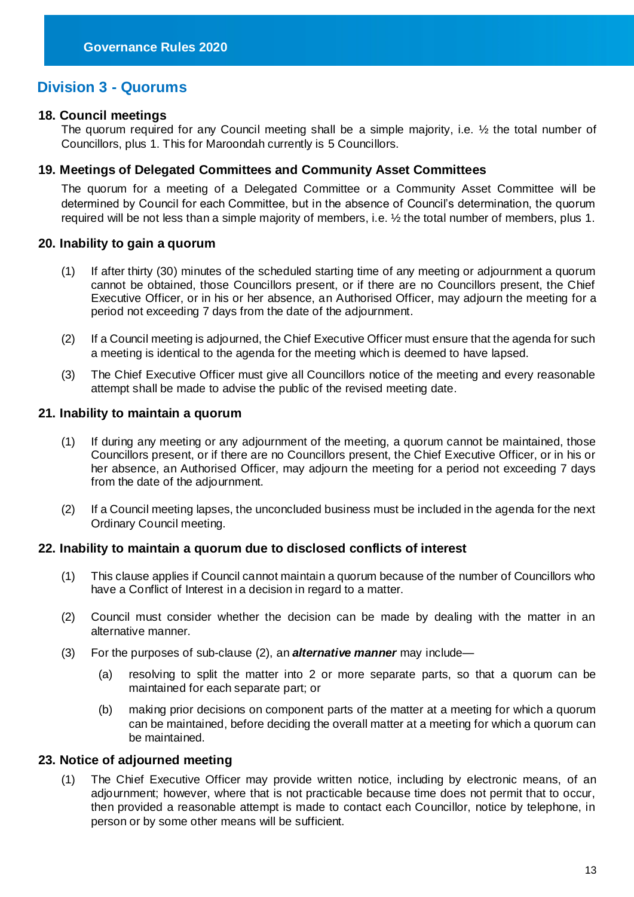## Division 3 - Quorums

### 18. Council meetings

The quorum required for any Council meeting shall be a simple majority, i.e. ½ the total number of Councillors, plus 1. This for Maroondah currently is 5 Councillors.

### 19. Meetings of Delegated Committees and Community Asset Committees

The quorum for a meeting of a Delegated Committee or a Community Asset Committee will be determined by Council for each Committee, but in the absence of Council's determination, the quorum required will be not less than a simple majority of members, i.e. ½ the total number of members, plus 1.

### 20. Inability to gain a quorum

(1) If after thirty (30) minutes of the scheduled starting time of any meeting or adjournment a quorum cannot be obtained, those Councillors present, or if there are no Councillors present, the Chief Executive Officer, or in his or her absence, an Authorised Officer, may adjourn the meeting for a period not exceeding 7 days from the date of the adjournment.

(2) If a Council meeting is adjourned, the Chief Executive Officer must ensure that the agenda for such a meeting is identical to the agenda for the meeting which is deemed to have lapsed.

(3) The Chief Executive Officer must give all Councillors notice of the meeting and every reasonable attempt shall be made to advise the public of the revised meeting date.

### 21. Inability to maintain a quorum

(1) If during any meeting or any adjournment of the meeting, a quorum cannot be maintained, those Councillors present, or if there are no Councillors present, the Chief Executive Officer, or in his or her absence, an Authorised Officer, may adjourn the meeting for a period not exceeding 7 days from the date of the adjournment.

(2) If a Council meeting lapses, the unconcluded business must be included in the agenda for the next Ordinary Council meeting.

### 22. Inability to maintain a quorum due to disclosed conflicts of interest

(1) This clause applies if Council cannot maintain a quorum because of the number of Councillors who have a Conflict of Interest in a decision in regard to a matter.

(2) Council must consider whether the decision can be made by dealing with the matter in an alternative manner.

(3) For the purposes of sub-clause (2), an ***alternative manner*** may include—

  (a) resolving to split the matter into 2 or more separate parts, so that a quorum can be maintained for each separate part; or

  (b) making prior decisions on component parts of the matter at a meeting for which a quorum can be maintained, before deciding the overall matter at a meeting for which a quorum can be maintained.

### 23. Notice of adjourned meeting

(1) The Chief Executive Officer may provide written notice, including by electronic means, of an adjournment; however, where that is not practicable because time does not permit that to occur, then provided a reasonable attempt is made to contact each Councillor, notice by telephone, in person or by some other means will be sufficient.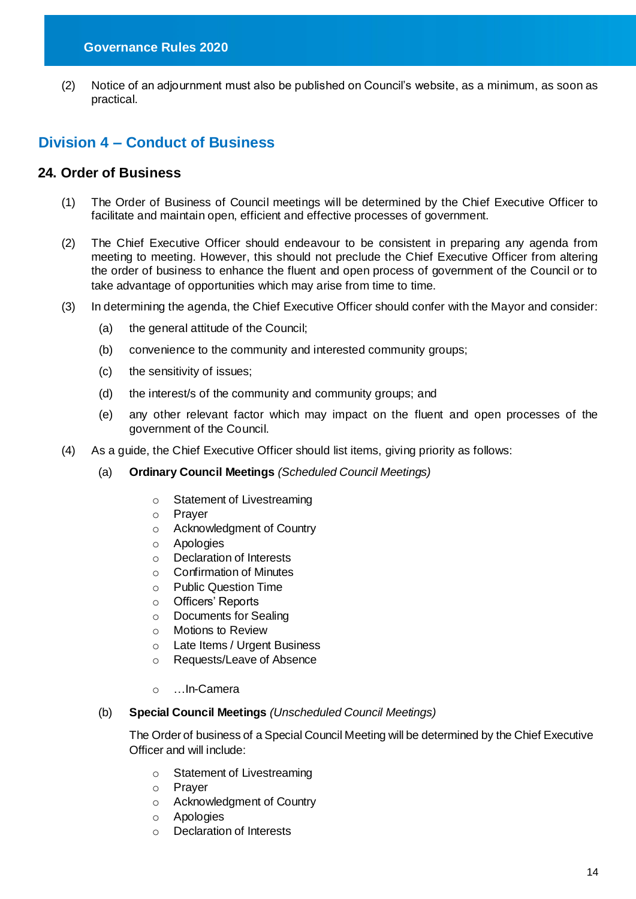(2) Notice of an adjournment must also be published on Council's website, as a minimum, as soon as practical.

## Division 4 – Conduct of Business

### 24. Order of Business

(1) The Order of Business of Council meetings will be determined by the Chief Executive Officer to facilitate and maintain open, efficient and effective processes of government.

(2) The Chief Executive Officer should endeavour to be consistent in preparing any agenda from meeting to meeting. However, this should not preclude the Chief Executive Officer from altering the order of business to enhance the fluent and open process of government of the Council or to take advantage of opportunities which may arise from time to time.

(3) In determining the agenda, the Chief Executive Officer should confer with the Mayor and consider:

(a) the general attitude of the Council;

(b) convenience to the community and interested community groups;

(c) the sensitivity of issues;

(d) the interest/s of the community and community groups; and

(e) any other relevant factor which may impact on the fluent and open processes of the government of the Council.

(4) As a guide, the Chief Executive Officer should list items, giving priority as follows:

(a) **Ordinary Council Meetings** *(Scheduled Council Meetings)*

- Statement of Livestreaming
- Prayer
- Acknowledgment of Country
- Apologies
- Declaration of Interests
- Confirmation of Minutes
- Public Question Time
- Officers' Reports
- Documents for Sealing
- Motions to Review
- Late Items / Urgent Business
- Requests/Leave of Absence
- …In-Camera

(b) **Special Council Meetings** *(Unscheduled Council Meetings)*

The Order of business of a Special Council Meeting will be determined by the Chief Executive Officer and will include:

- Statement of Livestreaming
- Prayer
- Acknowledgment of Country
- Apologies
- Declaration of Interests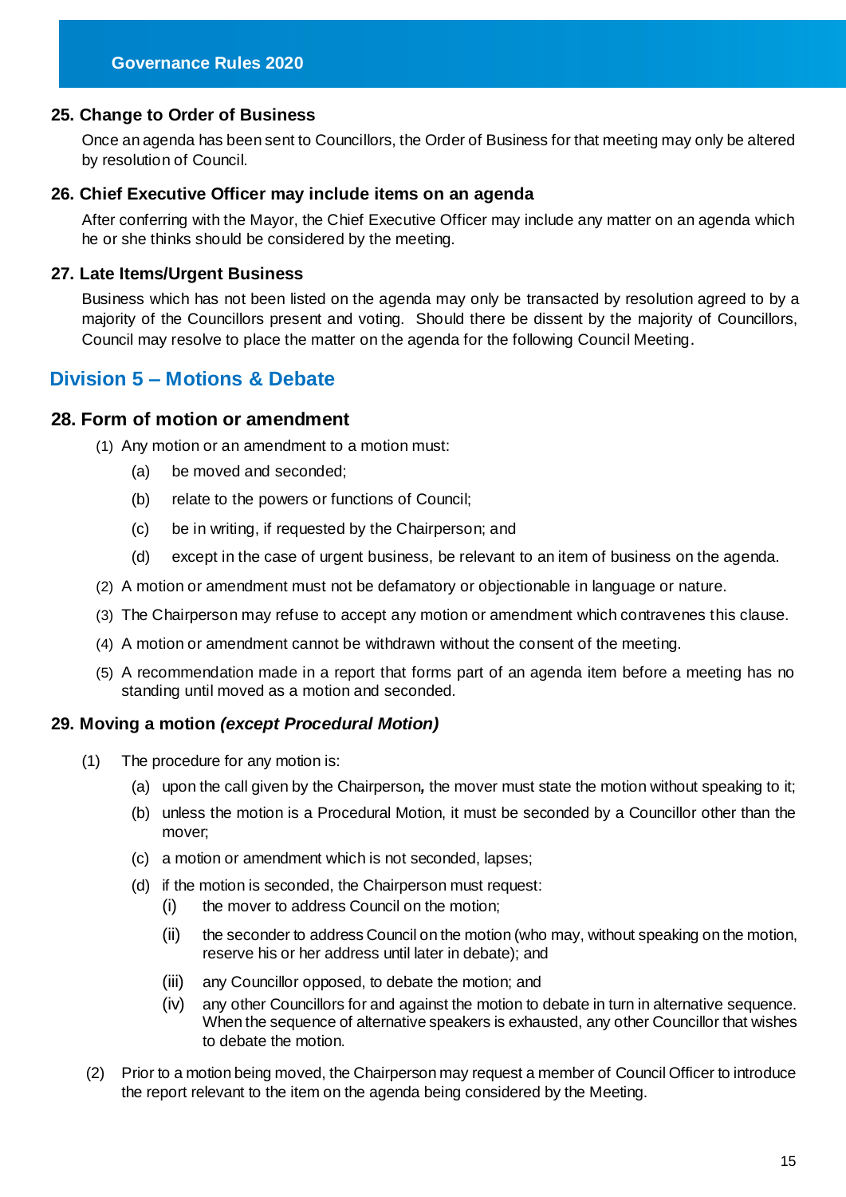## 25. Change to Order of Business

Once an agenda has been sent to Councillors, the Order of Business for that meeting may only be altered by resolution of Council.

## 26. Chief Executive Officer may include items on an agenda

After conferring with the Mayor, the Chief Executive Officer may include any matter on an agenda which he or she thinks should be considered by the meeting.

## 27. Late Items/Urgent Business

Business which has not been listed on the agenda may only be transacted by resolution agreed to by a majority of the Councillors present and voting. Should there be dissent by the majority of Councillors, Council may resolve to place the matter on the agenda for the following Council Meeting.

# Division 5 – Motions & Debate

## 28. Form of motion or amendment

(1) Any motion or an amendment to a motion must:

- (a) be moved and seconded;
- (b) relate to the powers or functions of Council;
- (c) be in writing, if requested by the Chairperson; and
- (d) except in the case of urgent business, be relevant to an item of business on the agenda.

(2) A motion or amendment must not be defamatory or objectionable in language or nature.

(3) The Chairperson may refuse to accept any motion or amendment which contravenes this clause.

(4) A motion or amendment cannot be withdrawn without the consent of the meeting.

(5) A recommendation made in a report that forms part of an agenda item before a meeting has no standing until moved as a motion and seconded.

## 29. Moving a motion *(except Procedural Motion)*

(1) The procedure for any motion is:

- (a) upon the call given by the Chairperson**,** the mover must state the motion without speaking to it;
- (b) unless the motion is a Procedural Motion, it must be seconded by a Councillor other than the mover;
- (c) a motion or amendment which is not seconded, lapses;
- (d) if the motion is seconded, the Chairperson must request:
  - (i) the mover to address Council on the motion;
  - (ii) the seconder to address Council on the motion (who may, without speaking on the motion, reserve his or her address until later in debate); and
  - (iii) any Councillor opposed, to debate the motion; and
  - (iv) any other Councillors for and against the motion to debate in turn in alternative sequence. When the sequence of alternative speakers is exhausted, any other Councillor that wishes to debate the motion.

(2) Prior to a motion being moved, the Chairperson may request a member of Council Officer to introduce the report relevant to the item on the agenda being considered by the Meeting.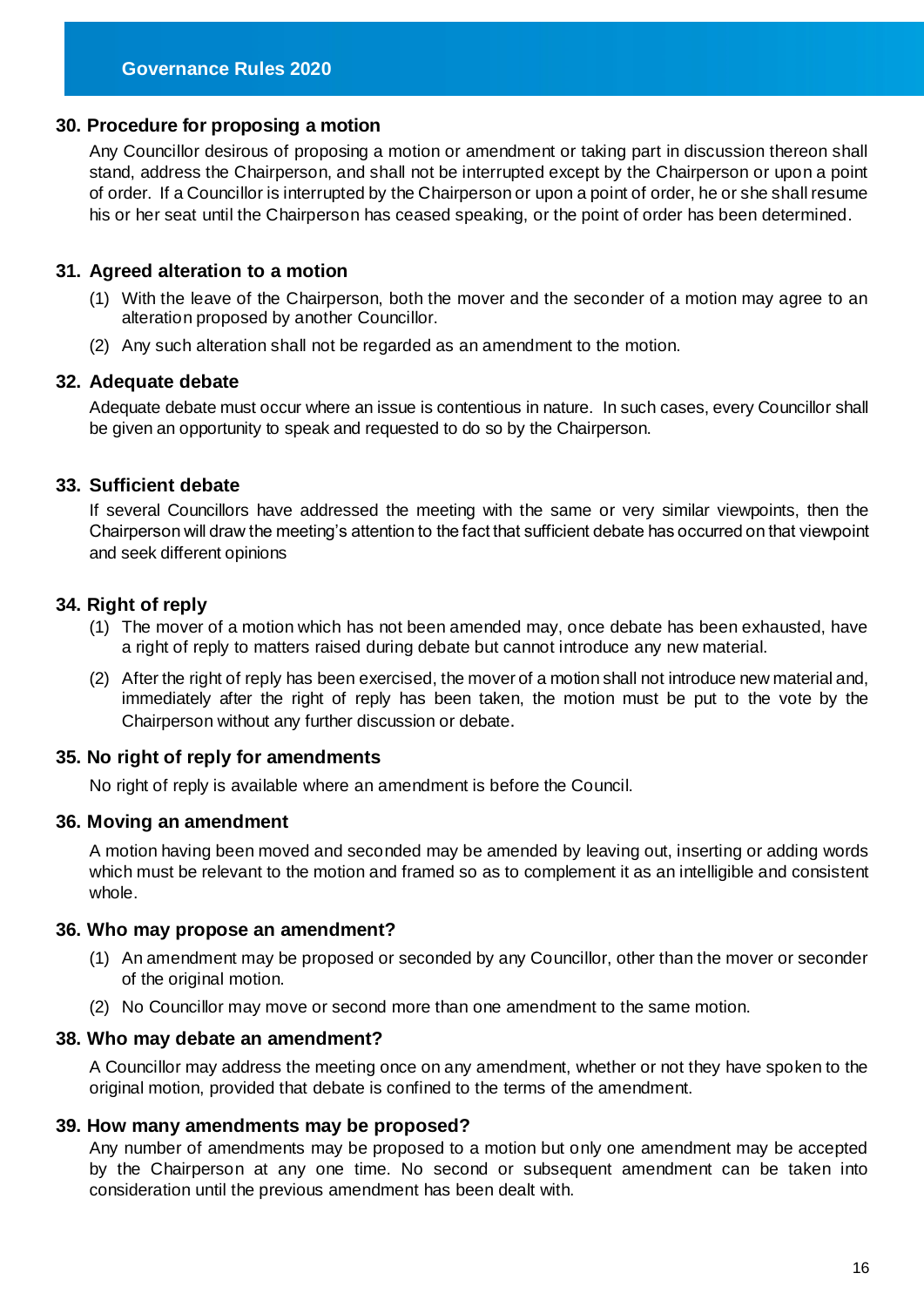## 30. Procedure for proposing a motion

Any Councillor desirous of proposing a motion or amendment or taking part in discussion thereon shall stand, address the Chairperson, and shall not be interrupted except by the Chairperson or upon a point of order. If a Councillor is interrupted by the Chairperson or upon a point of order, he or she shall resume his or her seat until the Chairperson has ceased speaking, or the point of order has been determined.

## 31. Agreed alteration to a motion

(1) With the leave of the Chairperson, both the mover and the seconder of a motion may agree to an alteration proposed by another Councillor.

(2) Any such alteration shall not be regarded as an amendment to the motion.

## 32. Adequate debate

Adequate debate must occur where an issue is contentious in nature. In such cases, every Councillor shall be given an opportunity to speak and requested to do so by the Chairperson.

## 33. Sufficient debate

If several Councillors have addressed the meeting with the same or very similar viewpoints, then the Chairperson will draw the meeting's attention to the fact that sufficient debate has occurred on that viewpoint and seek different opinions

## 34. Right of reply

(1) The mover of a motion which has not been amended may, once debate has been exhausted, have a right of reply to matters raised during debate but cannot introduce any new material.

(2) After the right of reply has been exercised, the mover of a motion shall not introduce new material and, immediately after the right of reply has been taken, the motion must be put to the vote by the Chairperson without any further discussion or debate.

## 35. No right of reply for amendments

No right of reply is available where an amendment is before the Council.

## 36. Moving an amendment

A motion having been moved and seconded may be amended by leaving out, inserting or adding words which must be relevant to the motion and framed so as to complement it as an intelligible and consistent whole.

## 36. Who may propose an amendment?

(1) An amendment may be proposed or seconded by any Councillor, other than the mover or seconder of the original motion.

(2) No Councillor may move or second more than one amendment to the same motion.

## 38. Who may debate an amendment?

A Councillor may address the meeting once on any amendment, whether or not they have spoken to the original motion, provided that debate is confined to the terms of the amendment.

## 39. How many amendments may be proposed?

Any number of amendments may be proposed to a motion but only one amendment may be accepted by the Chairperson at any one time. No second or subsequent amendment can be taken into consideration until the previous amendment has been dealt with.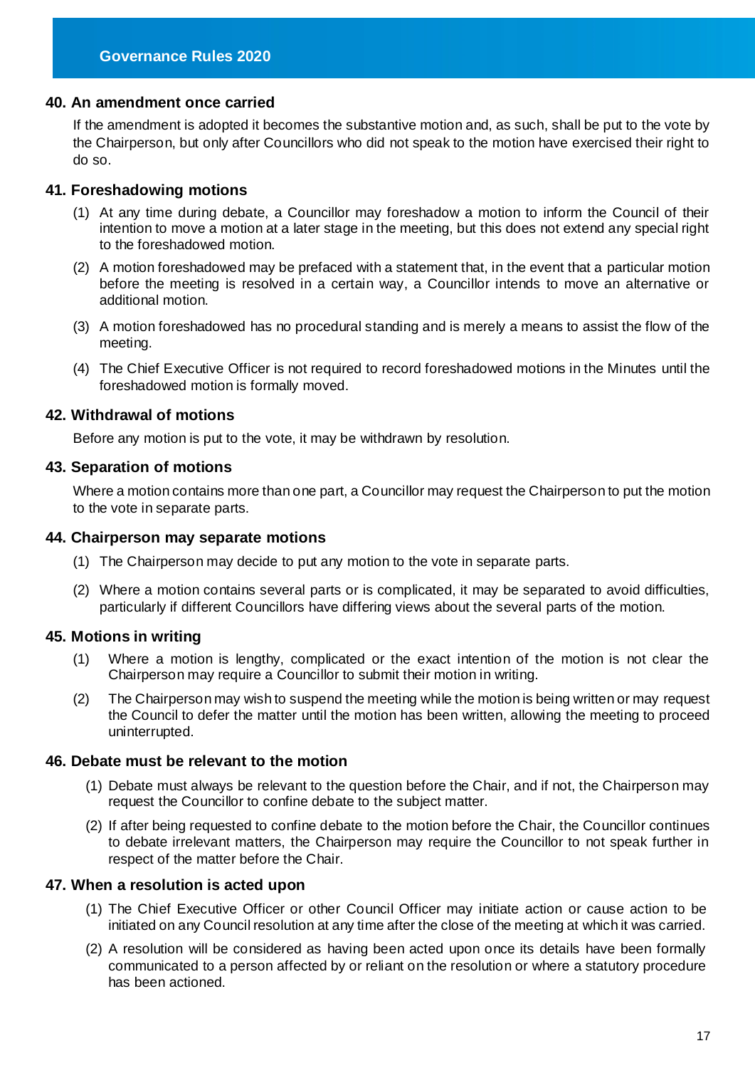## 40. An amendment once carried

If the amendment is adopted it becomes the substantive motion and, as such, shall be put to the vote by the Chairperson, but only after Councillors who did not speak to the motion have exercised their right to do so.

## 41. Foreshadowing motions

(1) At any time during debate, a Councillor may foreshadow a motion to inform the Council of their intention to move a motion at a later stage in the meeting, but this does not extend any special right to the foreshadowed motion.

(2) A motion foreshadowed may be prefaced with a statement that, in the event that a particular motion before the meeting is resolved in a certain way, a Councillor intends to move an alternative or additional motion.

(3) A motion foreshadowed has no procedural standing and is merely a means to assist the flow of the meeting.

(4) The Chief Executive Officer is not required to record foreshadowed motions in the Minutes until the foreshadowed motion is formally moved.

## 42. Withdrawal of motions

Before any motion is put to the vote, it may be withdrawn by resolution.

## 43. Separation of motions

Where a motion contains more than one part, a Councillor may request the Chairperson to put the motion to the vote in separate parts.

## 44. Chairperson may separate motions

(1) The Chairperson may decide to put any motion to the vote in separate parts.

(2) Where a motion contains several parts or is complicated, it may be separated to avoid difficulties, particularly if different Councillors have differing views about the several parts of the motion.

## 45. Motions in writing

(1) Where a motion is lengthy, complicated or the exact intention of the motion is not clear the Chairperson may require a Councillor to submit their motion in writing.

(2) The Chairperson may wish to suspend the meeting while the motion is being written or may request the Council to defer the matter until the motion has been written, allowing the meeting to proceed uninterrupted.

## 46. Debate must be relevant to the motion

(1) Debate must always be relevant to the question before the Chair, and if not, the Chairperson may request the Councillor to confine debate to the subject matter.

(2) If after being requested to confine debate to the motion before the Chair, the Councillor continues to debate irrelevant matters, the Chairperson may require the Councillor to not speak further in respect of the matter before the Chair.

## 47. When a resolution is acted upon

(1) The Chief Executive Officer or other Council Officer may initiate action or cause action to be initiated on any Council resolution at any time after the close of the meeting at which it was carried.

(2) A resolution will be considered as having been acted upon once its details have been formally communicated to a person affected by or reliant on the resolution or where a statutory procedure has been actioned.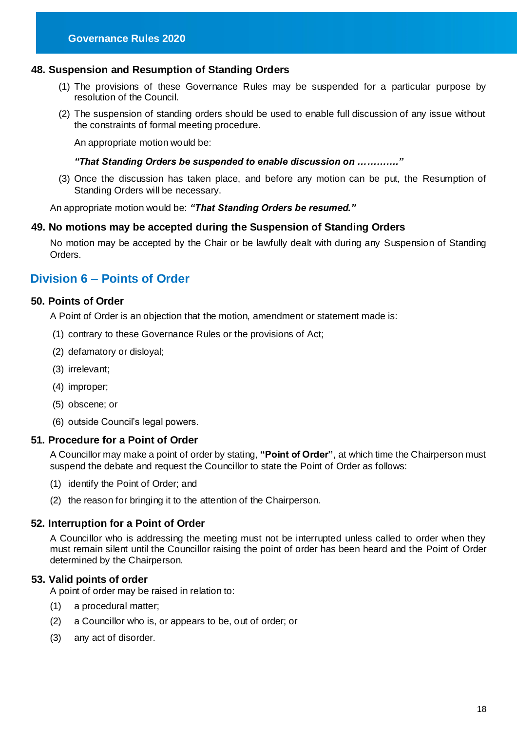### 48. Suspension and Resumption of Standing Orders

(1) The provisions of these Governance Rules may be suspended for a particular purpose by resolution of the Council.

(2) The suspension of standing orders should be used to enable full discussion of any issue without the constraints of formal meeting procedure.

An appropriate motion would be:

***"That Standing Orders be suspended to enable discussion on …………"***

(3) Once the discussion has taken place, and before any motion can be put, the Resumption of Standing Orders will be necessary.

An appropriate motion would be: ***"That Standing Orders be resumed."***

### 49. No motions may be accepted during the Suspension of Standing Orders

No motion may be accepted by the Chair or be lawfully dealt with during any Suspension of Standing Orders.

## Division 6 – Points of Order

### 50. Points of Order

A Point of Order is an objection that the motion, amendment or statement made is:

(1) contrary to these Governance Rules or the provisions of Act;

(2) defamatory or disloyal;

(3) irrelevant;

(4) improper;

(5) obscene; or

(6) outside Council's legal powers.

### 51. Procedure for a Point of Order

A Councillor may make a point of order by stating, **"Point of Order"**, at which time the Chairperson must suspend the debate and request the Councillor to state the Point of Order as follows:

(1) identify the Point of Order; and

(2) the reason for bringing it to the attention of the Chairperson.

### 52. Interruption for a Point of Order

A Councillor who is addressing the meeting must not be interrupted unless called to order when they must remain silent until the Councillor raising the point of order has been heard and the Point of Order determined by the Chairperson.

### 53. Valid points of order

A point of order may be raised in relation to:

(1) a procedural matter;

(2) a Councillor who is, or appears to be, out of order; or

(3) any act of disorder.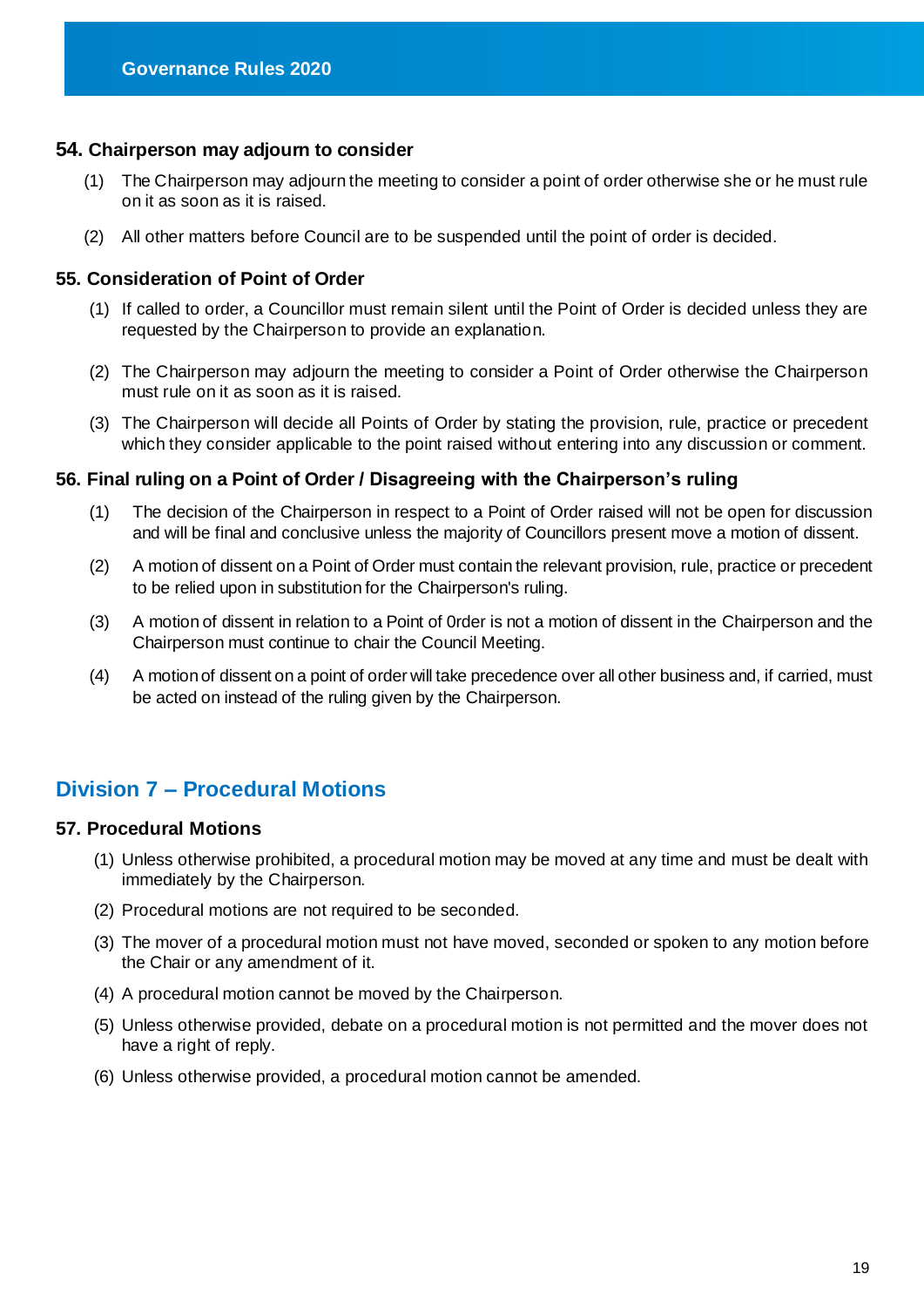### 54. Chairperson may adjourn to consider

(1) The Chairperson may adjourn the meeting to consider a point of order otherwise she or he must rule on it as soon as it is raised.

(2) All other matters before Council are to be suspended until the point of order is decided.

### 55. Consideration of Point of Order

(1) If called to order, a Councillor must remain silent until the Point of Order is decided unless they are requested by the Chairperson to provide an explanation.

(2) The Chairperson may adjourn the meeting to consider a Point of Order otherwise the Chairperson must rule on it as soon as it is raised.

(3) The Chairperson will decide all Points of Order by stating the provision, rule, practice or precedent which they consider applicable to the point raised without entering into any discussion or comment.

### 56. Final ruling on a Point of Order / Disagreeing with the Chairperson's ruling

(1) The decision of the Chairperson in respect to a Point of Order raised will not be open for discussion and will be final and conclusive unless the majority of Councillors present move a motion of dissent.

(2) A motion of dissent on a Point of Order must contain the relevant provision, rule, practice or precedent to be relied upon in substitution for the Chairperson's ruling.

(3) A motion of dissent in relation to a Point of 0rder is not a motion of dissent in the Chairperson and the Chairperson must continue to chair the Council Meeting.

(4) A motion of dissent on a point of order will take precedence over all other business and, if carried, must be acted on instead of the ruling given by the Chairperson.

## Division 7 – Procedural Motions

### 57. Procedural Motions

(1) Unless otherwise prohibited, a procedural motion may be moved at any time and must be dealt with immediately by the Chairperson.

(2) Procedural motions are not required to be seconded.

(3) The mover of a procedural motion must not have moved, seconded or spoken to any motion before the Chair or any amendment of it.

(4) A procedural motion cannot be moved by the Chairperson.

(5) Unless otherwise provided, debate on a procedural motion is not permitted and the mover does not have a right of reply.

(6) Unless otherwise provided, a procedural motion cannot be amended.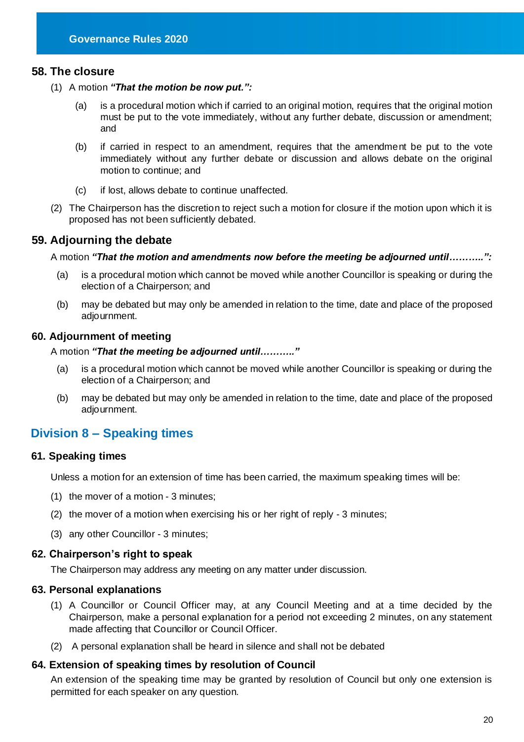## 58. The closure

(1) A motion ***"That the motion be now put.":***

  (a) is a procedural motion which if carried to an original motion, requires that the original motion must be put to the vote immediately, without any further debate, discussion or amendment; and

  (b) if carried in respect to an amendment, requires that the amendment be put to the vote immediately without any further debate or discussion and allows debate on the original motion to continue; and

  (c) if lost, allows debate to continue unaffected.

(2) The Chairperson has the discretion to reject such a motion for closure if the motion upon which it is proposed has not been sufficiently debated.

## 59. Adjourning the debate

A motion ***"That the motion and amendments now before the meeting be adjourned until………..":***

(a) is a procedural motion which cannot be moved while another Councillor is speaking or during the election of a Chairperson; and

(b) may be debated but may only be amended in relation to the time, date and place of the proposed adjournment.

## 60. Adjournment of meeting

A motion ***"That the meeting be adjourned until……….."***

(a) is a procedural motion which cannot be moved while another Councillor is speaking or during the election of a Chairperson; and

(b) may be debated but may only be amended in relation to the time, date and place of the proposed adjournment.

# Division 8 – Speaking times

## 61. Speaking times

Unless a motion for an extension of time has been carried, the maximum speaking times will be:

(1) the mover of a motion - 3 minutes;

(2) the mover of a motion when exercising his or her right of reply - 3 minutes;

(3) any other Councillor - 3 minutes;

## 62. Chairperson's right to speak

The Chairperson may address any meeting on any matter under discussion.

## 63. Personal explanations

(1) A Councillor or Council Officer may, at any Council Meeting and at a time decided by the Chairperson, make a personal explanation for a period not exceeding 2 minutes, on any statement made affecting that Councillor or Council Officer.

(2) A personal explanation shall be heard in silence and shall not be debated

## 64. Extension of speaking times by resolution of Council

An extension of the speaking time may be granted by resolution of Council but only one extension is permitted for each speaker on any question.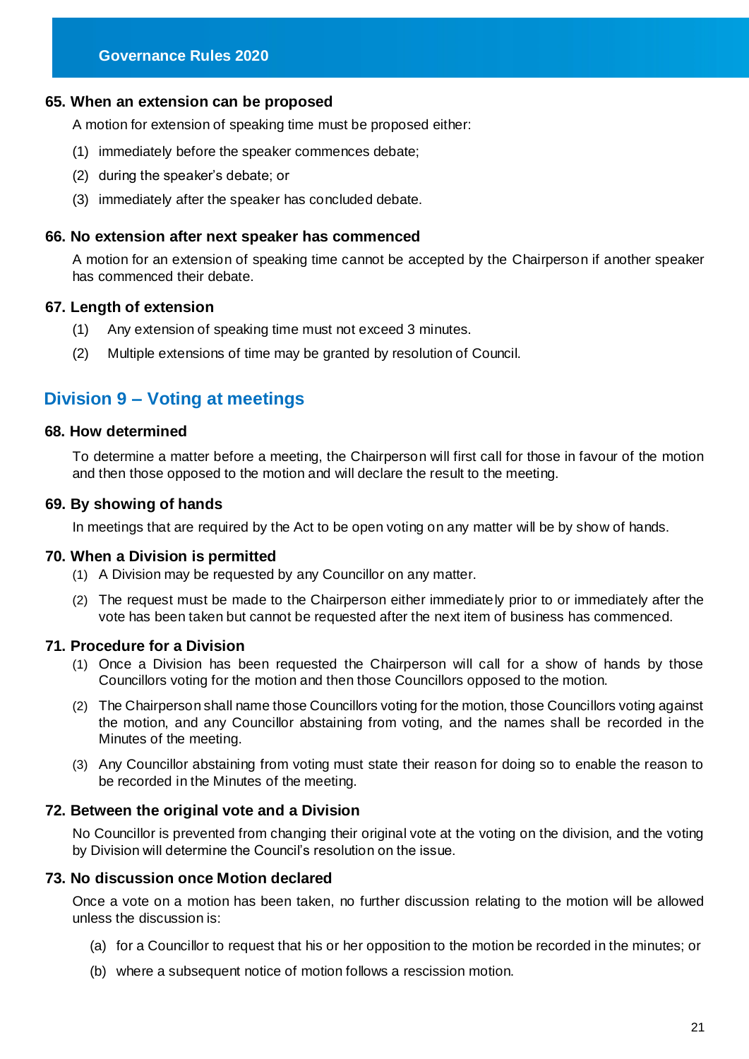### 65. When an extension can be proposed

A motion for extension of speaking time must be proposed either:

(1) immediately before the speaker commences debate;

(2) during the speaker's debate; or

(3) immediately after the speaker has concluded debate.

### 66. No extension after next speaker has commenced

A motion for an extension of speaking time cannot be accepted by the Chairperson if another speaker has commenced their debate.

### 67. Length of extension

(1) Any extension of speaking time must not exceed 3 minutes.

(2) Multiple extensions of time may be granted by resolution of Council.

## Division 9 – Voting at meetings

### 68. How determined

To determine a matter before a meeting, the Chairperson will first call for those in favour of the motion and then those opposed to the motion and will declare the result to the meeting.

### 69. By showing of hands

In meetings that are required by the Act to be open voting on any matter will be by show of hands.

### 70. When a Division is permitted

(1) A Division may be requested by any Councillor on any matter.

(2) The request must be made to the Chairperson either immediately prior to or immediately after the vote has been taken but cannot be requested after the next item of business has commenced.

### 71. Procedure for a Division

(1) Once a Division has been requested the Chairperson will call for a show of hands by those Councillors voting for the motion and then those Councillors opposed to the motion.

(2) The Chairperson shall name those Councillors voting for the motion, those Councillors voting against the motion, and any Councillor abstaining from voting, and the names shall be recorded in the Minutes of the meeting.

(3) Any Councillor abstaining from voting must state their reason for doing so to enable the reason to be recorded in the Minutes of the meeting.

### 72. Between the original vote and a Division

No Councillor is prevented from changing their original vote at the voting on the division, and the voting by Division will determine the Council's resolution on the issue.

### 73. No discussion once Motion declared

Once a vote on a motion has been taken, no further discussion relating to the motion will be allowed unless the discussion is:

(a) for a Councillor to request that his or her opposition to the motion be recorded in the minutes; or

(b) where a subsequent notice of motion follows a rescission motion.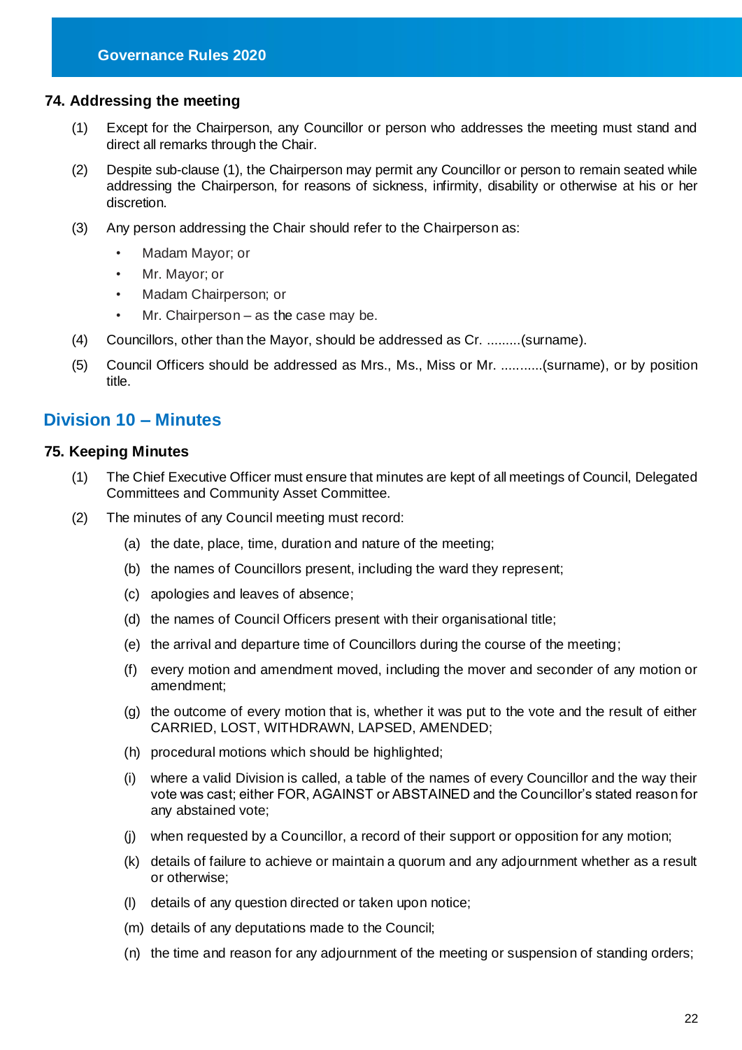### 74. Addressing the meeting

(1) Except for the Chairperson, any Councillor or person who addresses the meeting must stand and direct all remarks through the Chair.

(2) Despite sub-clause (1), the Chairperson may permit any Councillor or person to remain seated while addressing the Chairperson, for reasons of sickness, infirmity, disability or otherwise at his or her discretion.

(3) Any person addressing the Chair should refer to the Chairperson as:

- Madam Mayor; or
- Mr. Mayor; or
- Madam Chairperson; or
- Mr. Chairperson – as the case may be.

(4) Councillors, other than the Mayor, should be addressed as Cr. .........(surname).

(5) Council Officers should be addressed as Mrs., Ms., Miss or Mr. ...........(surname), or by position title.

## Division 10 – Minutes

### 75. Keeping Minutes

(1) The Chief Executive Officer must ensure that minutes are kept of all meetings of Council, Delegated Committees and Community Asset Committee.

(2) The minutes of any Council meeting must record:

(a) the date, place, time, duration and nature of the meeting;

(b) the names of Councillors present, including the ward they represent;

(c) apologies and leaves of absence;

(d) the names of Council Officers present with their organisational title;

(e) the arrival and departure time of Councillors during the course of the meeting;

(f) every motion and amendment moved, including the mover and seconder of any motion or amendment;

(g) the outcome of every motion that is, whether it was put to the vote and the result of either CARRIED, LOST, WITHDRAWN, LAPSED, AMENDED;

(h) procedural motions which should be highlighted;

(i) where a valid Division is called, a table of the names of every Councillor and the way their vote was cast; either FOR, AGAINST or ABSTAINED and the Councillor's stated reason for any abstained vote;

(j) when requested by a Councillor, a record of their support or opposition for any motion;

(k) details of failure to achieve or maintain a quorum and any adjournment whether as a result or otherwise;

(l) details of any question directed or taken upon notice;

(m) details of any deputations made to the Council;

(n) the time and reason for any adjournment of the meeting or suspension of standing orders;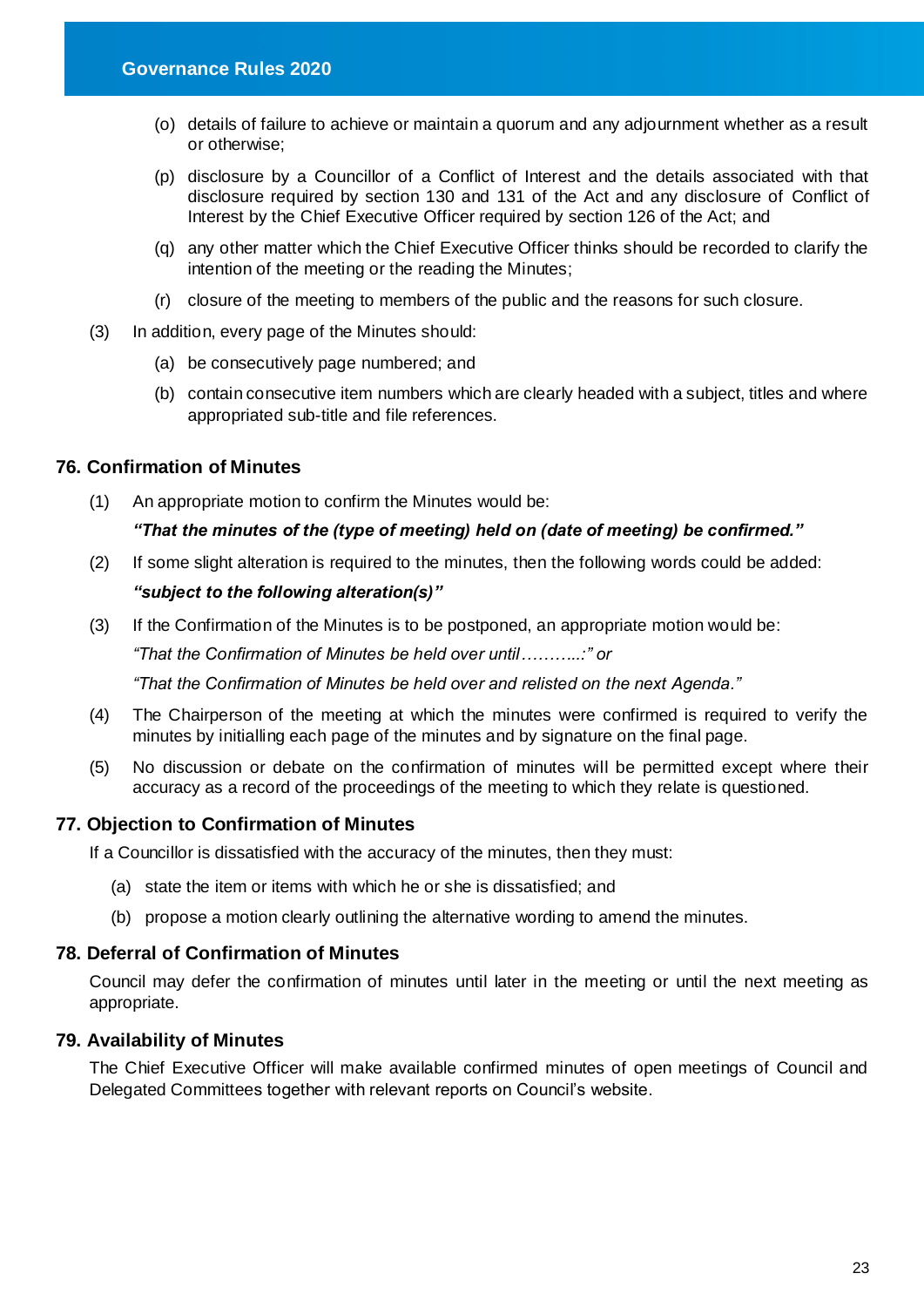(o) details of failure to achieve or maintain a quorum and any adjournment whether as a result or otherwise;

(p) disclosure by a Councillor of a Conflict of Interest and the details associated with that disclosure required by section 130 and 131 of the Act and any disclosure of Conflict of Interest by the Chief Executive Officer required by section 126 of the Act; and

(q) any other matter which the Chief Executive Officer thinks should be recorded to clarify the intention of the meeting or the reading the Minutes;

(r) closure of the meeting to members of the public and the reasons for such closure.

(3) In addition, every page of the Minutes should:

(a) be consecutively page numbered; and

(b) contain consecutive item numbers which are clearly headed with a subject, titles and where appropriated sub-title and file references.

### 76. Confirmation of Minutes

(1) An appropriate motion to confirm the Minutes would be:

***"That the minutes of the (type of meeting) held on (date of meeting) be confirmed."***

(2) If some slight alteration is required to the minutes, then the following words could be added:

***"subject to the following alteration(s)"***

(3) If the Confirmation of the Minutes is to be postponed, an appropriate motion would be:

*"That the Confirmation of Minutes be held over until………..:" or*

*"That the Confirmation of Minutes be held over and relisted on the next Agenda."*

(4) The Chairperson of the meeting at which the minutes were confirmed is required to verify the minutes by initialling each page of the minutes and by signature on the final page.

(5) No discussion or debate on the confirmation of minutes will be permitted except where their accuracy as a record of the proceedings of the meeting to which they relate is questioned.

### 77. Objection to Confirmation of Minutes

If a Councillor is dissatisfied with the accuracy of the minutes, then they must:

(a) state the item or items with which he or she is dissatisfied; and

(b) propose a motion clearly outlining the alternative wording to amend the minutes.

### 78. Deferral of Confirmation of Minutes

Council may defer the confirmation of minutes until later in the meeting or until the next meeting as appropriate.

### 79. Availability of Minutes

The Chief Executive Officer will make available confirmed minutes of open meetings of Council and Delegated Committees together with relevant reports on Council's website.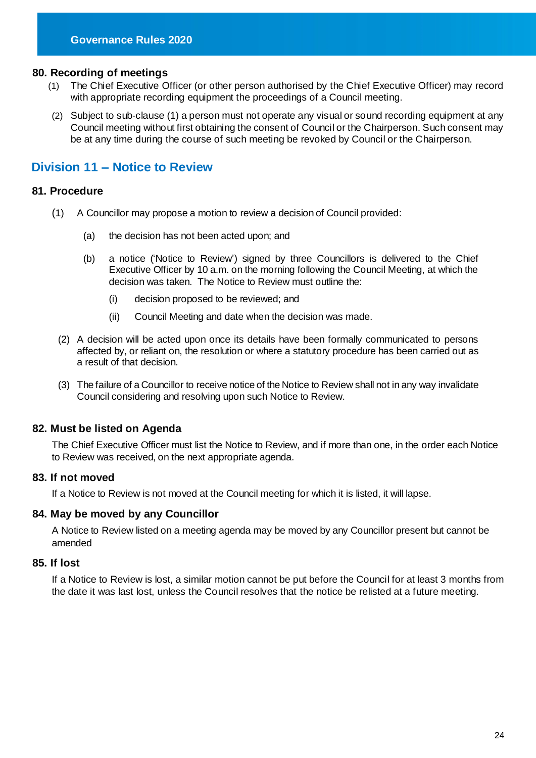### 80. Recording of meetings

(1) The Chief Executive Officer (or other person authorised by the Chief Executive Officer) may record with appropriate recording equipment the proceedings of a Council meeting.

(2) Subject to sub-clause (1) a person must not operate any visual or sound recording equipment at any Council meeting without first obtaining the consent of Council or the Chairperson. Such consent may be at any time during the course of such meeting be revoked by Council or the Chairperson.

## Division 11 – Notice to Review

### 81. Procedure

(1) A Councillor may propose a motion to review a decision of Council provided:

- (a) the decision has not been acted upon; and
- (b) a notice ('Notice to Review') signed by three Councillors is delivered to the Chief Executive Officer by 10 a.m. on the morning following the Council Meeting, at which the decision was taken. The Notice to Review must outline the:
  - (i) decision proposed to be reviewed; and
  - (ii) Council Meeting and date when the decision was made.

(2) A decision will be acted upon once its details have been formally communicated to persons affected by, or reliant on, the resolution or where a statutory procedure has been carried out as a result of that decision.

(3) The failure of a Councillor to receive notice of the Notice to Review shall not in any way invalidate Council considering and resolving upon such Notice to Review.

### 82. Must be listed on Agenda

The Chief Executive Officer must list the Notice to Review, and if more than one, in the order each Notice to Review was received, on the next appropriate agenda.

### 83. If not moved

If a Notice to Review is not moved at the Council meeting for which it is listed, it will lapse.

### 84. May be moved by any Councillor

A Notice to Review listed on a meeting agenda may be moved by any Councillor present but cannot be amended

### 85. If lost

If a Notice to Review is lost, a similar motion cannot be put before the Council for at least 3 months from the date it was last lost, unless the Council resolves that the notice be relisted at a future meeting.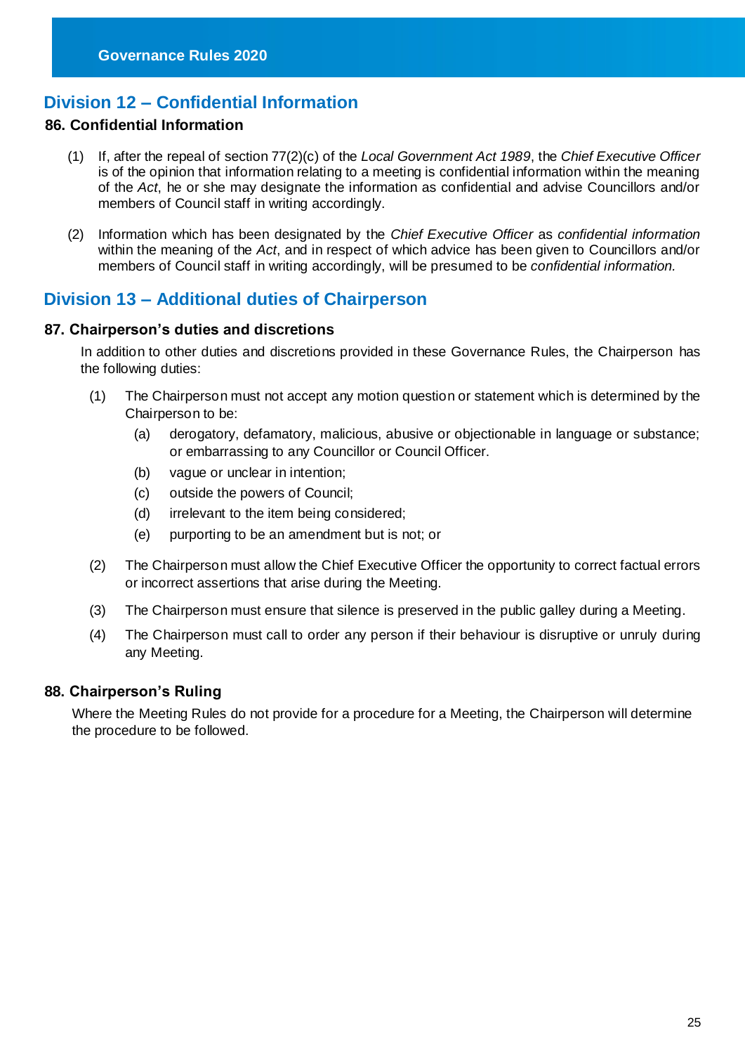## Division 12 – Confidential Information

### 86. Confidential Information

(1) If, after the repeal of section 77(2)(c) of the *Local Government Act 1989*, the *Chief Executive Officer* is of the opinion that information relating to a meeting is confidential information within the meaning of the *Act*, he or she may designate the information as confidential and advise Councillors and/or members of Council staff in writing accordingly.

(2) Information which has been designated by the *Chief Executive Officer* as *confidential information* within the meaning of the *Act*, and in respect of which advice has been given to Councillors and/or members of Council staff in writing accordingly, will be presumed to be *confidential information.*

## Division 13 – Additional duties of Chairperson

### 87. Chairperson's duties and discretions

In addition to other duties and discretions provided in these Governance Rules, the Chairperson has the following duties:

(1) The Chairperson must not accept any motion question or statement which is determined by the Chairperson to be:

- (a) derogatory, defamatory, malicious, abusive or objectionable in language or substance; or embarrassing to any Councillor or Council Officer.
- (b) vague or unclear in intention;
- (c) outside the powers of Council;
- (d) irrelevant to the item being considered;
- (e) purporting to be an amendment but is not; or

(2) The Chairperson must allow the Chief Executive Officer the opportunity to correct factual errors or incorrect assertions that arise during the Meeting.

(3) The Chairperson must ensure that silence is preserved in the public galley during a Meeting.

(4) The Chairperson must call to order any person if their behaviour is disruptive or unruly during any Meeting.

### 88. Chairperson's Ruling

Where the Meeting Rules do not provide for a procedure for a Meeting, the Chairperson will determine the procedure to be followed.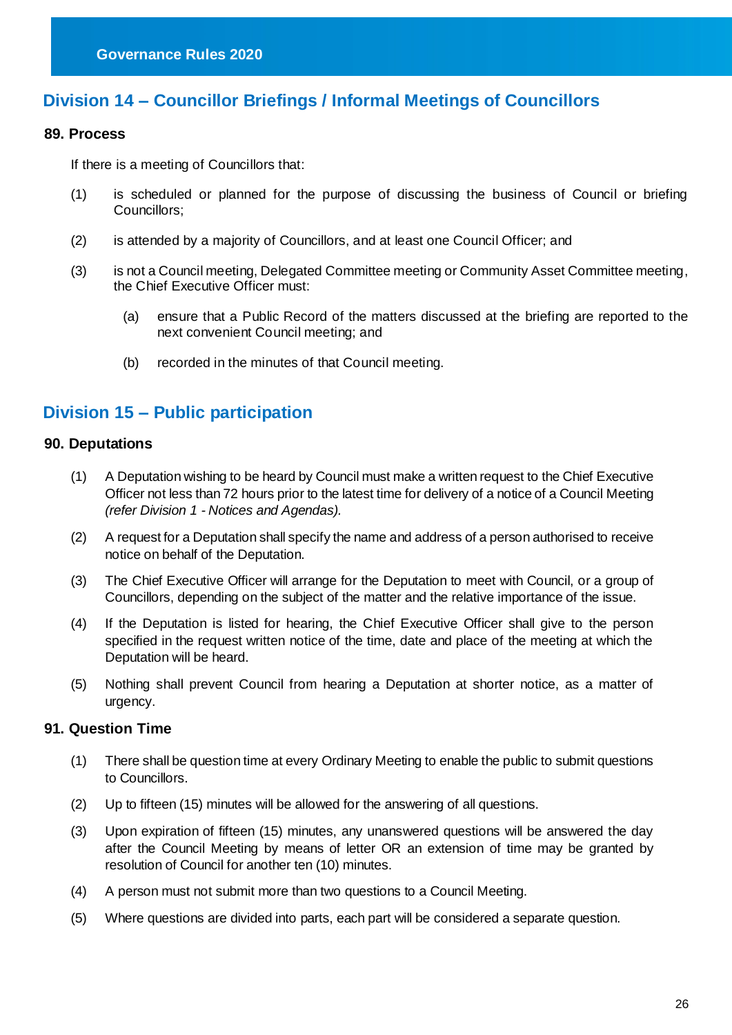## Division 14 – Councillor Briefings / Informal Meetings of Councillors

### 89. Process

If there is a meeting of Councillors that:

(1) is scheduled or planned for the purpose of discussing the business of Council or briefing Councillors;

(2) is attended by a majority of Councillors, and at least one Council Officer; and

(3) is not a Council meeting, Delegated Committee meeting or Community Asset Committee meeting, the Chief Executive Officer must:

  (a) ensure that a Public Record of the matters discussed at the briefing are reported to the next convenient Council meeting; and

  (b) recorded in the minutes of that Council meeting.

## Division 15 – Public participation

### 90. Deputations

(1) A Deputation wishing to be heard by Council must make a written request to the Chief Executive Officer not less than 72 hours prior to the latest time for delivery of a notice of a Council Meeting *(refer Division 1 - Notices and Agendas).*

(2) A request for a Deputation shall specify the name and address of a person authorised to receive notice on behalf of the Deputation.

(3) The Chief Executive Officer will arrange for the Deputation to meet with Council, or a group of Councillors, depending on the subject of the matter and the relative importance of the issue.

(4) If the Deputation is listed for hearing, the Chief Executive Officer shall give to the person specified in the request written notice of the time, date and place of the meeting at which the Deputation will be heard.

(5) Nothing shall prevent Council from hearing a Deputation at shorter notice, as a matter of urgency.

### 91. Question Time

(1) There shall be question time at every Ordinary Meeting to enable the public to submit questions to Councillors.

(2) Up to fifteen (15) minutes will be allowed for the answering of all questions.

(3) Upon expiration of fifteen (15) minutes, any unanswered questions will be answered the day after the Council Meeting by means of letter OR an extension of time may be granted by resolution of Council for another ten (10) minutes.

(4) A person must not submit more than two questions to a Council Meeting.

(5) Where questions are divided into parts, each part will be considered a separate question.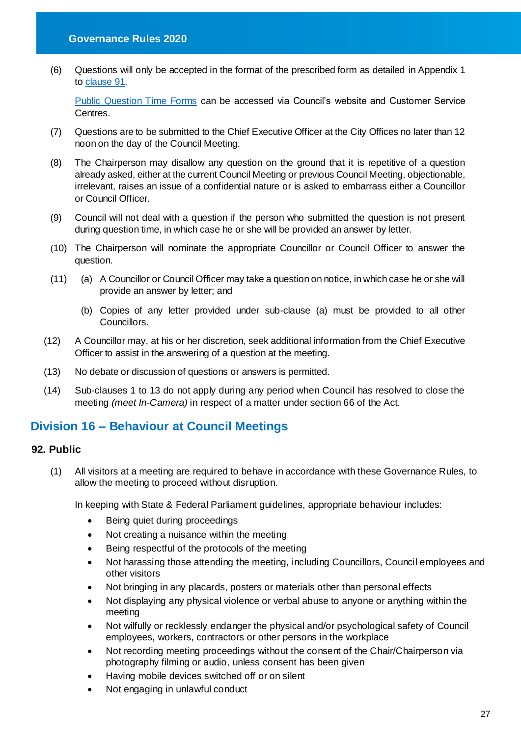(6) Questions will only be accepted in the format of the prescribed form as detailed in Appendix 1 to clause 91.

Public Question Time Forms can be accessed via Council's website and Customer Service Centres.

(7) Questions are to be submitted to the Chief Executive Officer at the City Offices no later than 12 noon on the day of the Council Meeting.

(8) The Chairperson may disallow any question on the ground that it is repetitive of a question already asked, either at the current Council Meeting or previous Council Meeting, objectionable, irrelevant, raises an issue of a confidential nature or is asked to embarrass either a Councillor or Council Officer.

(9) Council will not deal with a question if the person who submitted the question is not present during question time, in which case he or she will be provided an answer by letter.

(10) The Chairperson will nominate the appropriate Councillor or Council Officer to answer the question.

(11) (a) A Councillor or Council Officer may take a question on notice, in which case he or she will provide an answer by letter; and

(b) Copies of any letter provided under sub-clause (a) must be provided to all other Councillors.

(12) A Councillor may, at his or her discretion, seek additional information from the Chief Executive Officer to assist in the answering of a question at the meeting.

(13) No debate or discussion of questions or answers is permitted.

(14) Sub-clauses 1 to 13 do not apply during any period when Council has resolved to close the meeting *(meet In-Camera)* in respect of a matter under section 66 of the Act.

## Division 16 – Behaviour at Council Meetings

### 92. Public

(1) All visitors at a meeting are required to behave in accordance with these Governance Rules, to allow the meeting to proceed without disruption.

In keeping with State & Federal Parliament guidelines, appropriate behaviour includes:

- Being quiet during proceedings
- Not creating a nuisance within the meeting
- Being respectful of the protocols of the meeting
- Not harassing those attending the meeting, including Councillors, Council employees and other visitors
- Not bringing in any placards, posters or materials other than personal effects
- Not displaying any physical violence or verbal abuse to anyone or anything within the meeting
- Not wilfully or recklessly endanger the physical and/or psychological safety of Council employees, workers, contractors or other persons in the workplace
- Not recording meeting proceedings without the consent of the Chair/Chairperson via photography filming or audio, unless consent has been given
- Having mobile devices switched off or on silent
- Not engaging in unlawful conduct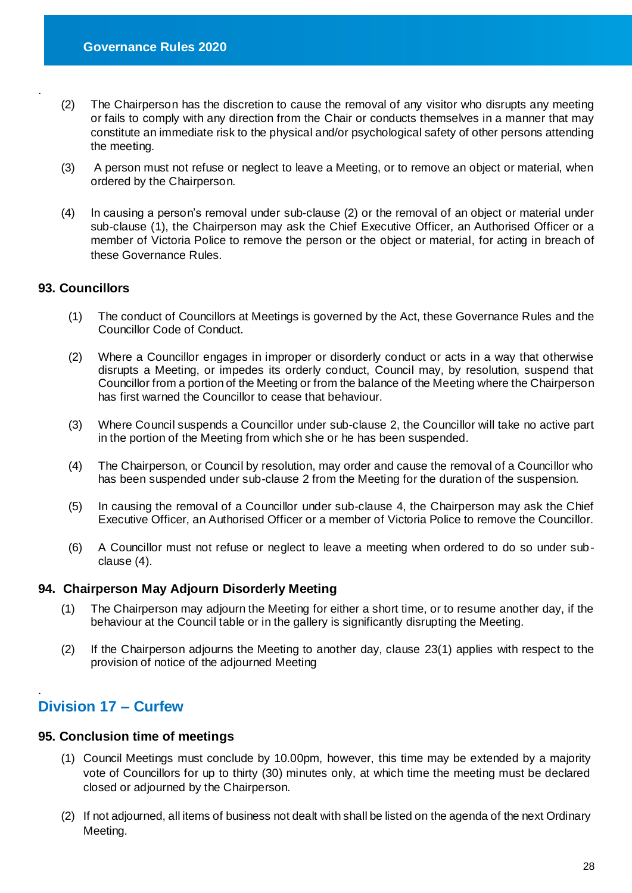(2) The Chairperson has the discretion to cause the removal of any visitor who disrupts any meeting or fails to comply with any direction from the Chair or conducts themselves in a manner that may constitute an immediate risk to the physical and/or psychological safety of other persons attending the meeting.

(3) A person must not refuse or neglect to leave a Meeting, or to remove an object or material, when ordered by the Chairperson.

(4) In causing a person's removal under sub-clause (2) or the removal of an object or material under sub-clause (1), the Chairperson may ask the Chief Executive Officer, an Authorised Officer or a member of Victoria Police to remove the person or the object or material, for acting in breach of these Governance Rules.

### 93. Councillors

(1) The conduct of Councillors at Meetings is governed by the Act, these Governance Rules and the Councillor Code of Conduct.

(2) Where a Councillor engages in improper or disorderly conduct or acts in a way that otherwise disrupts a Meeting, or impedes its orderly conduct, Council may, by resolution, suspend that Councillor from a portion of the Meeting or from the balance of the Meeting where the Chairperson has first warned the Councillor to cease that behaviour.

(3) Where Council suspends a Councillor under sub-clause 2, the Councillor will take no active part in the portion of the Meeting from which she or he has been suspended.

(4) The Chairperson, or Council by resolution, may order and cause the removal of a Councillor who has been suspended under sub-clause 2 from the Meeting for the duration of the suspension.

(5) In causing the removal of a Councillor under sub-clause 4, the Chairperson may ask the Chief Executive Officer, an Authorised Officer or a member of Victoria Police to remove the Councillor.

(6) A Councillor must not refuse or neglect to leave a meeting when ordered to do so under sub-clause (4).

### 94. Chairperson May Adjourn Disorderly Meeting

(1) The Chairperson may adjourn the Meeting for either a short time, or to resume another day, if the behaviour at the Council table or in the gallery is significantly disrupting the Meeting.

(2) If the Chairperson adjourns the Meeting to another day, clause 23(1) applies with respect to the provision of notice of the adjourned Meeting

## Division 17 – Curfew

### 95. Conclusion time of meetings

(1) Council Meetings must conclude by 10.00pm, however, this time may be extended by a majority vote of Councillors for up to thirty (30) minutes only, at which time the meeting must be declared closed or adjourned by the Chairperson.

(2) If not adjourned, all items of business not dealt with shall be listed on the agenda of the next Ordinary Meeting.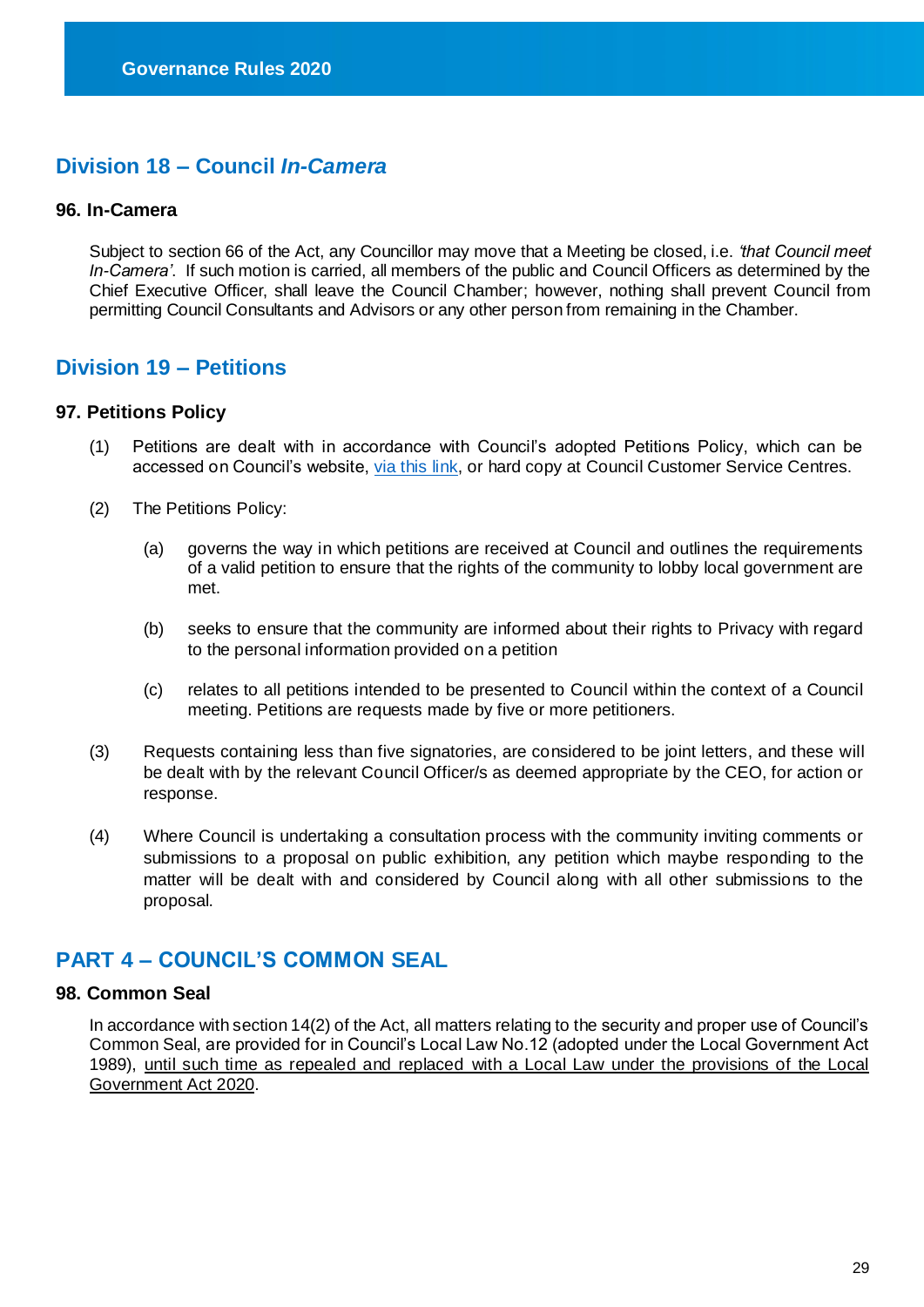## Division 18 – Council *In-Camera*

### 96. In-Camera

Subject to section 66 of the Act, any Councillor may move that a Meeting be closed, i.e. *'that Council meet In-Camera'*. If such motion is carried, all members of the public and Council Officers as determined by the Chief Executive Officer, shall leave the Council Chamber; however, nothing shall prevent Council from permitting Council Consultants and Advisors or any other person from remaining in the Chamber.

## Division 19 – Petitions

### 97. Petitions Policy

(1) Petitions are dealt with in accordance with Council's adopted Petitions Policy, which can be accessed on Council's website, via this link, or hard copy at Council Customer Service Centres.

(2) The Petitions Policy:

  (a) governs the way in which petitions are received at Council and outlines the requirements of a valid petition to ensure that the rights of the community to lobby local government are met.

  (b) seeks to ensure that the community are informed about their rights to Privacy with regard to the personal information provided on a petition

  (c) relates to all petitions intended to be presented to Council within the context of a Council meeting. Petitions are requests made by five or more petitioners.

(3) Requests containing less than five signatories, are considered to be joint letters, and these will be dealt with by the relevant Council Officer/s as deemed appropriate by the CEO, for action or response.

(4) Where Council is undertaking a consultation process with the community inviting comments or submissions to a proposal on public exhibition, any petition which maybe responding to the matter will be dealt with and considered by Council along with all other submissions to the proposal.

## PART 4 – COUNCIL'S COMMON SEAL

### 98. Common Seal

In accordance with section 14(2) of the Act, all matters relating to the security and proper use of Council's Common Seal, are provided for in Council's Local Law No.12 (adopted under the Local Government Act 1989), until such time as repealed and replaced with a Local Law under the provisions of the Local Government Act 2020.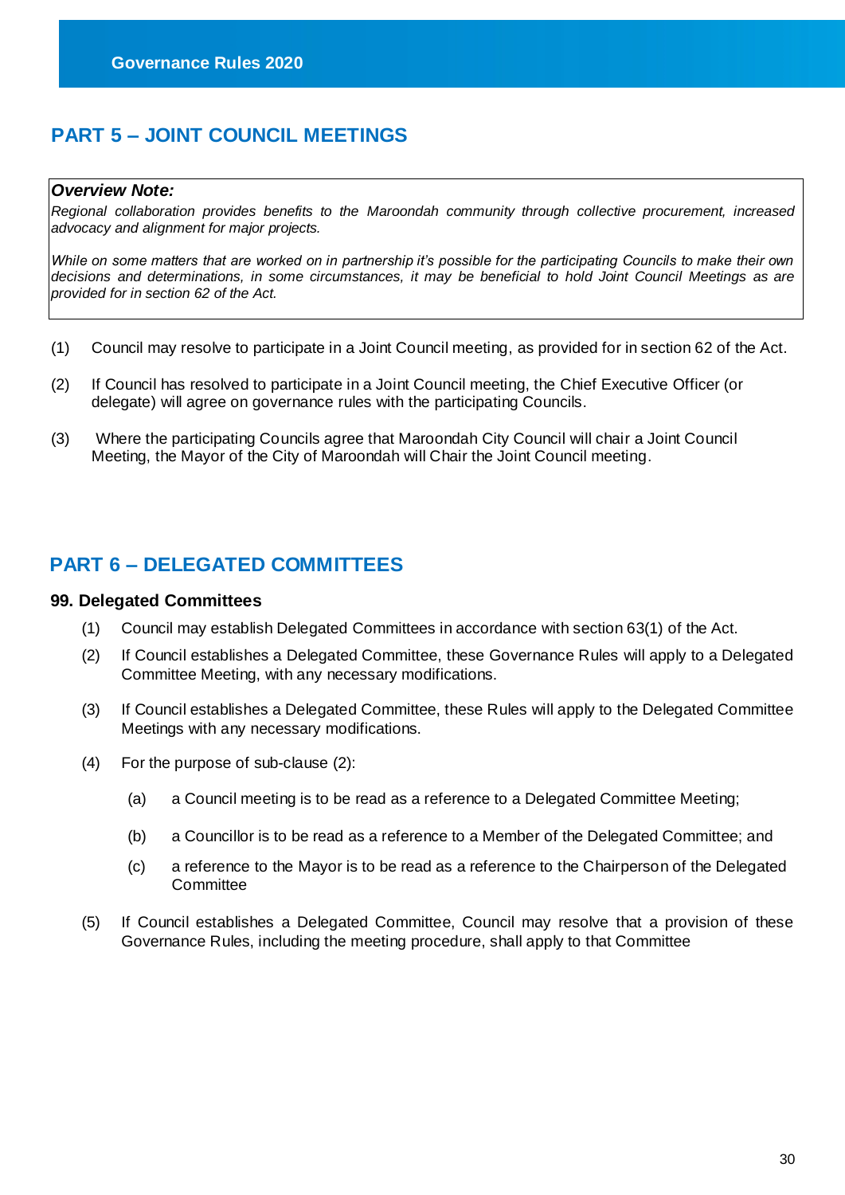## PART 5 – JOINT COUNCIL MEETINGS

> ***Overview Note:***
> *Regional collaboration provides benefits to the Maroondah community through collective procurement, increased advocacy and alignment for major projects.*
>
> *While on some matters that are worked on in partnership it's possible for the participating Councils to make their own decisions and determinations, in some circumstances, it may be beneficial to hold Joint Council Meetings as are provided for in section 62 of the Act.*

(1) Council may resolve to participate in a Joint Council meeting, as provided for in section 62 of the Act.

(2) If Council has resolved to participate in a Joint Council meeting, the Chief Executive Officer (or delegate) will agree on governance rules with the participating Councils.

(3) Where the participating Councils agree that Maroondah City Council will chair a Joint Council Meeting, the Mayor of the City of Maroondah will Chair the Joint Council meeting.

## PART 6 – DELEGATED COMMITTEES

### 99. Delegated Committees

(1) Council may establish Delegated Committees in accordance with section 63(1) of the Act.

(2) If Council establishes a Delegated Committee, these Governance Rules will apply to a Delegated Committee Meeting, with any necessary modifications.

(3) If Council establishes a Delegated Committee, these Rules will apply to the Delegated Committee Meetings with any necessary modifications.

(4) For the purpose of sub-clause (2):

  (a) a Council meeting is to be read as a reference to a Delegated Committee Meeting;

  (b) a Councillor is to be read as a reference to a Member of the Delegated Committee; and

  (c) a reference to the Mayor is to be read as a reference to the Chairperson of the Delegated Committee

(5) If Council establishes a Delegated Committee, Council may resolve that a provision of these Governance Rules, including the meeting procedure, shall apply to that Committee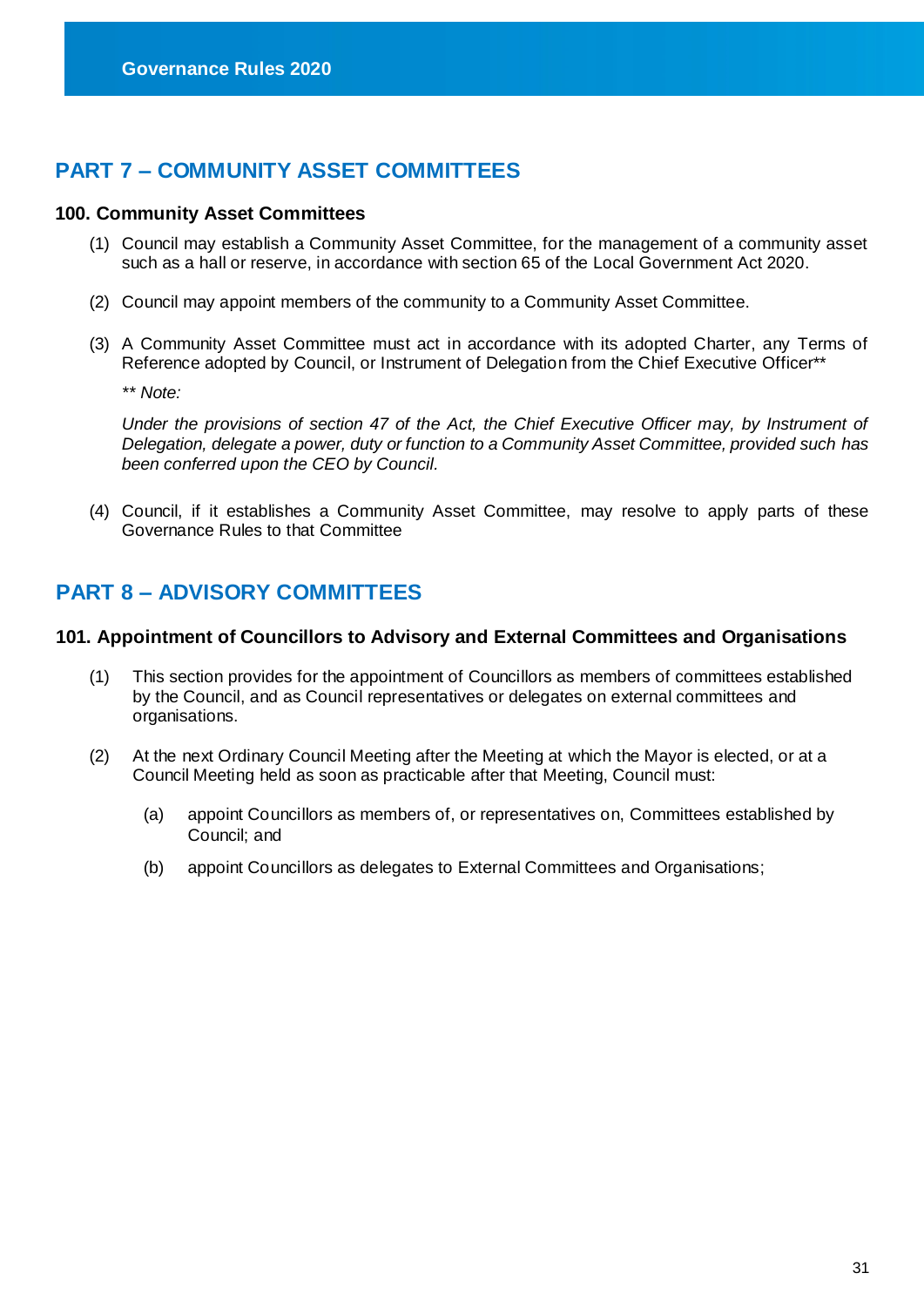## PART 7 – COMMUNITY ASSET COMMITTEES

### 100. Community Asset Committees

(1) Council may establish a Community Asset Committee, for the management of a community asset such as a hall or reserve, in accordance with section 65 of the Local Government Act 2020.

(2) Council may appoint members of the community to a Community Asset Committee.

(3) A Community Asset Committee must act in accordance with its adopted Charter, any Terms of Reference adopted by Council, or Instrument of Delegation from the Chief Executive Officer**

*** Note:*

*Under the provisions of section 47 of the Act, the Chief Executive Officer may, by Instrument of Delegation, delegate a power, duty or function to a Community Asset Committee, provided such has been conferred upon the CEO by Council.*

(4) Council, if it establishes a Community Asset Committee, may resolve to apply parts of these Governance Rules to that Committee

## PART 8 – ADVISORY COMMITTEES

### 101. Appointment of Councillors to Advisory and External Committees and Organisations

(1) This section provides for the appointment of Councillors as members of committees established by the Council, and as Council representatives or delegates on external committees and organisations.

(2) At the next Ordinary Council Meeting after the Meeting at which the Mayor is elected, or at a Council Meeting held as soon as practicable after that Meeting, Council must:

- (a) appoint Councillors as members of, or representatives on, Committees established by Council; and
- (b) appoint Councillors as delegates to External Committees and Organisations;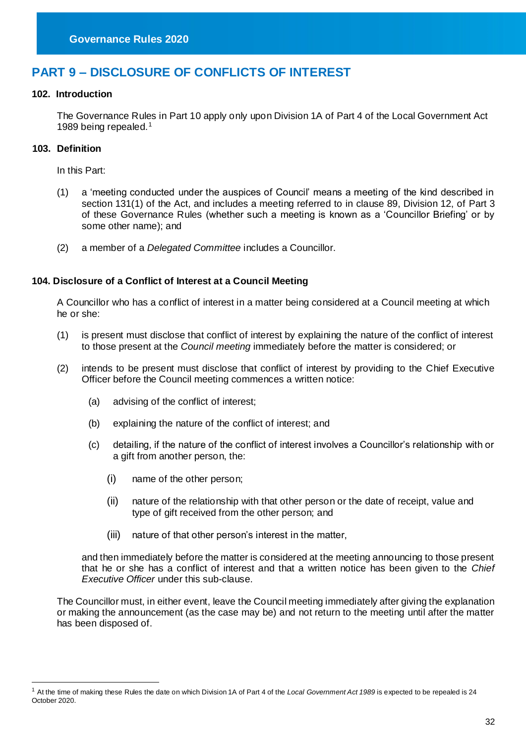# PART 9 – DISCLOSURE OF CONFLICTS OF INTEREST

### 102. Introduction

The Governance Rules in Part 10 apply only upon Division 1A of Part 4 of the Local Government Act 1989 being repealed.[1]

### 103. Definition

In this Part:

(1) a 'meeting conducted under the auspices of Council' means a meeting of the kind described in section 131(1) of the Act, and includes a meeting referred to in clause 89, Division 12, of Part 3 of these Governance Rules (whether such a meeting is known as a 'Councillor Briefing' or by some other name); and

(2) a member of a *Delegated Committee* includes a Councillor.

### 104. Disclosure of a Conflict of Interest at a Council Meeting

A Councillor who has a conflict of interest in a matter being considered at a Council meeting at which he or she:

(1) is present must disclose that conflict of interest by explaining the nature of the conflict of interest to those present at the *Council meeting* immediately before the matter is considered; or

(2) intends to be present must disclose that conflict of interest by providing to the Chief Executive Officer before the Council meeting commences a written notice:

   (a) advising of the conflict of interest;

   (b) explaining the nature of the conflict of interest; and

   (c) detailing, if the nature of the conflict of interest involves a Councillor's relationship with or a gift from another person, the:

      (i) name of the other person;

      (ii) nature of the relationship with that other person or the date of receipt, value and type of gift received from the other person; and

      (iii) nature of that other person's interest in the matter,

   and then immediately before the matter is considered at the meeting announcing to those present that he or she has a conflict of interest and that a written notice has been given to the *Chief Executive Officer* under this sub-clause.

The Councillor must, in either event, leave the Council meeting immediately after giving the explanation or making the announcement (as the case may be) and not return to the meeting until after the matter has been disposed of.

---

[1] At the time of making these Rules the date on which Division 1A of Part 4 of the *Local Government Act 1989* is expected to be repealed is 24 October 2020.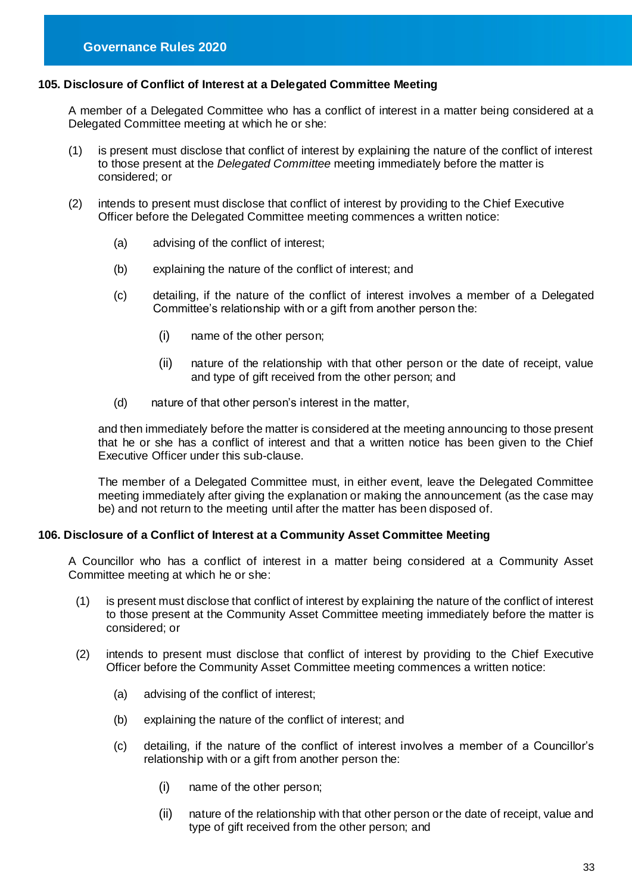### 105. Disclosure of Conflict of Interest at a Delegated Committee Meeting

A member of a Delegated Committee who has a conflict of interest in a matter being considered at a Delegated Committee meeting at which he or she:

(1) is present must disclose that conflict of interest by explaining the nature of the conflict of interest to those present at the *Delegated Committee* meeting immediately before the matter is considered; or

(2) intends to present must disclose that conflict of interest by providing to the Chief Executive Officer before the Delegated Committee meeting commences a written notice:

  (a) advising of the conflict of interest;

  (b) explaining the nature of the conflict of interest; and

  (c) detailing, if the nature of the conflict of interest involves a member of a Delegated Committee's relationship with or a gift from another person the:

    (i) name of the other person;

    (ii) nature of the relationship with that other person or the date of receipt, value and type of gift received from the other person; and

  (d) nature of that other person's interest in the matter,

and then immediately before the matter is considered at the meeting announcing to those present that he or she has a conflict of interest and that a written notice has been given to the Chief Executive Officer under this sub-clause.

The member of a Delegated Committee must, in either event, leave the Delegated Committee meeting immediately after giving the explanation or making the announcement (as the case may be) and not return to the meeting until after the matter has been disposed of.

### 106. Disclosure of a Conflict of Interest at a Community Asset Committee Meeting

A Councillor who has a conflict of interest in a matter being considered at a Community Asset Committee meeting at which he or she:

(1) is present must disclose that conflict of interest by explaining the nature of the conflict of interest to those present at the Community Asset Committee meeting immediately before the matter is considered; or

(2) intends to present must disclose that conflict of interest by providing to the Chief Executive Officer before the Community Asset Committee meeting commences a written notice:

  (a) advising of the conflict of interest;

  (b) explaining the nature of the conflict of interest; and

  (c) detailing, if the nature of the conflict of interest involves a member of a Councillor's relationship with or a gift from another person the:

    (i) name of the other person;

    (ii) nature of the relationship with that other person or the date of receipt, value and type of gift received from the other person; and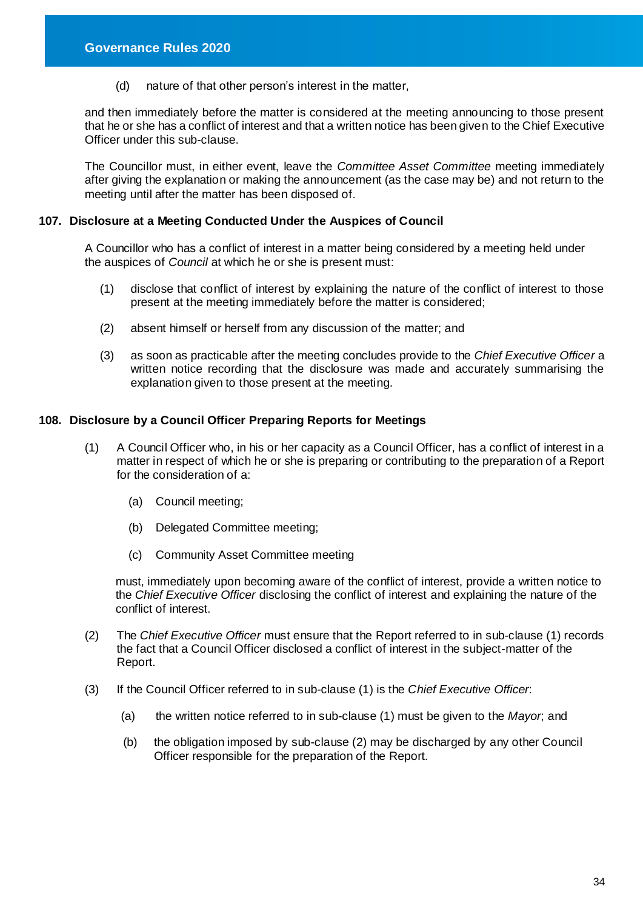(d) nature of that other person's interest in the matter,

and then immediately before the matter is considered at the meeting announcing to those present that he or she has a conflict of interest and that a written notice has been given to the Chief Executive Officer under this sub-clause.

The Councillor must, in either event, leave the *Committee Asset Committee* meeting immediately after giving the explanation or making the announcement (as the case may be) and not return to the meeting until after the matter has been disposed of.

## 107. Disclosure at a Meeting Conducted Under the Auspices of Council

A Councillor who has a conflict of interest in a matter being considered by a meeting held under the auspices of *Council* at which he or she is present must:

(1) disclose that conflict of interest by explaining the nature of the conflict of interest to those present at the meeting immediately before the matter is considered;

(2) absent himself or herself from any discussion of the matter; and

(3) as soon as practicable after the meeting concludes provide to the *Chief Executive Officer* a written notice recording that the disclosure was made and accurately summarising the explanation given to those present at the meeting.

## 108. Disclosure by a Council Officer Preparing Reports for Meetings

(1) A Council Officer who, in his or her capacity as a Council Officer, has a conflict of interest in a matter in respect of which he or she is preparing or contributing to the preparation of a Report for the consideration of a:

(a) Council meeting;

(b) Delegated Committee meeting;

(c) Community Asset Committee meeting

must, immediately upon becoming aware of the conflict of interest, provide a written notice to the *Chief Executive Officer* disclosing the conflict of interest and explaining the nature of the conflict of interest.

(2) The *Chief Executive Officer* must ensure that the Report referred to in sub-clause (1) records the fact that a Council Officer disclosed a conflict of interest in the subject-matter of the Report.

(3) If the Council Officer referred to in sub-clause (1) is the *Chief Executive Officer*:

(a) the written notice referred to in sub-clause (1) must be given to the *Mayor*; and

(b) the obligation imposed by sub-clause (2) may be discharged by any other Council Officer responsible for the preparation of the Report.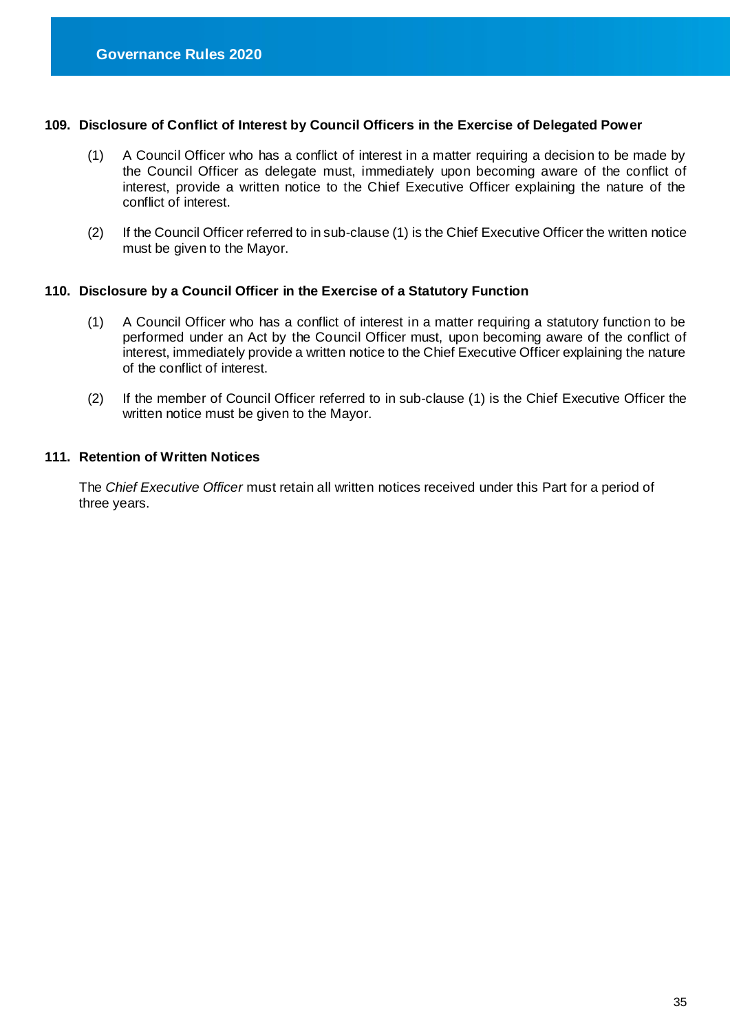### 109. Disclosure of Conflict of Interest by Council Officers in the Exercise of Delegated Power

(1) A Council Officer who has a conflict of interest in a matter requiring a decision to be made by the Council Officer as delegate must, immediately upon becoming aware of the conflict of interest, provide a written notice to the Chief Executive Officer explaining the nature of the conflict of interest.

(2) If the Council Officer referred to in sub-clause (1) is the Chief Executive Officer the written notice must be given to the Mayor.

### 110. Disclosure by a Council Officer in the Exercise of a Statutory Function

(1) A Council Officer who has a conflict of interest in a matter requiring a statutory function to be performed under an Act by the Council Officer must, upon becoming aware of the conflict of interest, immediately provide a written notice to the Chief Executive Officer explaining the nature of the conflict of interest.

(2) If the member of Council Officer referred to in sub-clause (1) is the Chief Executive Officer the written notice must be given to the Mayor.

### 111. Retention of Written Notices

The *Chief Executive Officer* must retain all written notices received under this Part for a period of three years.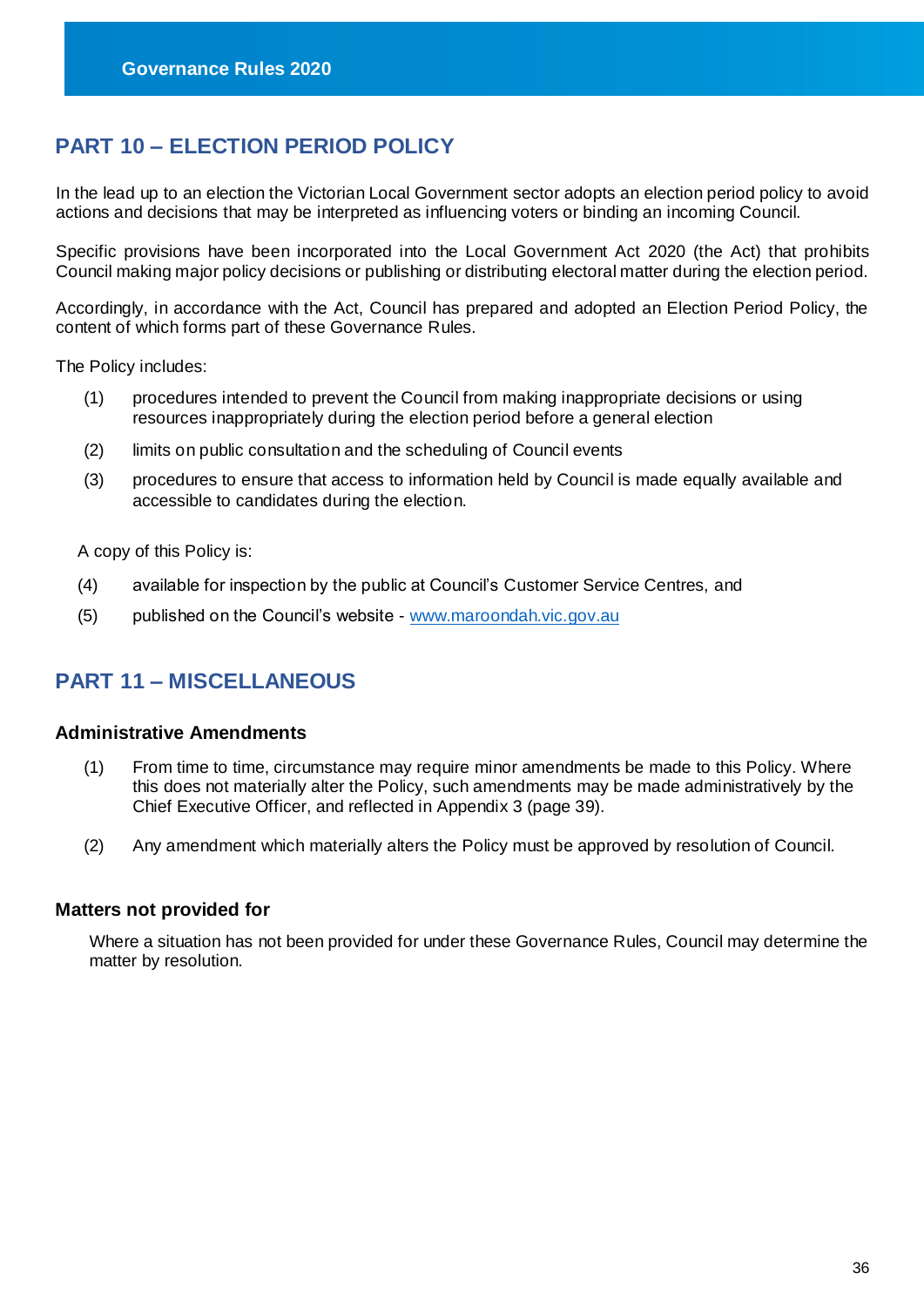## PART 10 – ELECTION PERIOD POLICY

In the lead up to an election the Victorian Local Government sector adopts an election period policy to avoid actions and decisions that may be interpreted as influencing voters or binding an incoming Council.

Specific provisions have been incorporated into the Local Government Act 2020 (the Act) that prohibits Council making major policy decisions or publishing or distributing electoral matter during the election period.

Accordingly, in accordance with the Act, Council has prepared and adopted an Election Period Policy, the content of which forms part of these Governance Rules.

The Policy includes:

(1) procedures intended to prevent the Council from making inappropriate decisions or using resources inappropriately during the election period before a general election

(2) limits on public consultation and the scheduling of Council events

(3) procedures to ensure that access to information held by Council is made equally available and accessible to candidates during the election.

A copy of this Policy is:

(4) available for inspection by the public at Council's Customer Service Centres, and

(5) published on the Council's website - [www.maroondah.vic.gov.au](http://www.maroondah.vic.gov.au)

## PART 11 – MISCELLANEOUS

### Administrative Amendments

(1) From time to time, circumstance may require minor amendments be made to this Policy. Where this does not materially alter the Policy, such amendments may be made administratively by the Chief Executive Officer, and reflected in Appendix 3 (page 39).

(2) Any amendment which materially alters the Policy must be approved by resolution of Council.

### Matters not provided for

Where a situation has not been provided for under these Governance Rules, Council may determine the matter by resolution.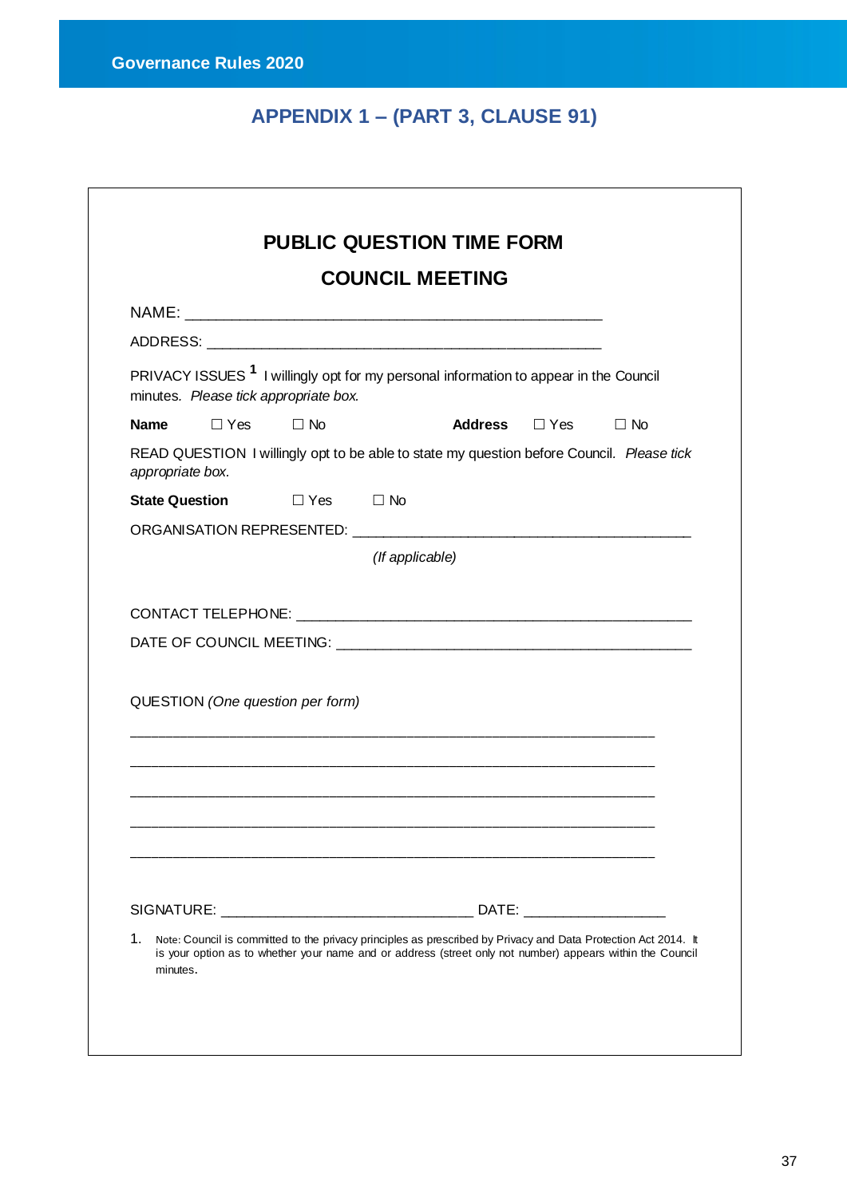## APPENDIX 1 – (PART 3, CLAUSE 91)

### PUBLIC QUESTION TIME FORM

### COUNCIL MEETING

NAME: ________________________________________________

ADDRESS: ______________________________________________

PRIVACY ISSUES [1] I willingly opt for my personal information to appear in the Council minutes. *Please tick appropriate box.*

**Name** ☐ Yes ☐ No **Address** ☐ Yes ☐ No

READ QUESTION I willingly opt to be able to state my question before Council. *Please tick appropriate box.*

**State Question** ☐ Yes ☐ No

ORGANISATION REPRESENTED: ______________________________________

*(If applicable)*

CONTACT TELEPHONE: ____________________________________________

DATE OF COUNCIL MEETING: _______________________________________

QUESTION *(One question per form)*

______________________________________________________________

______________________________________________________________

______________________________________________________________

______________________________________________________________

______________________________________________________________

SIGNATURE: ______________________________ DATE: _________________

1. Note: Council is committed to the privacy principles as prescribed by Privacy and Data Protection Act 2014. It is your option as to whether your name and or address (street only not number) appears within the Council minutes.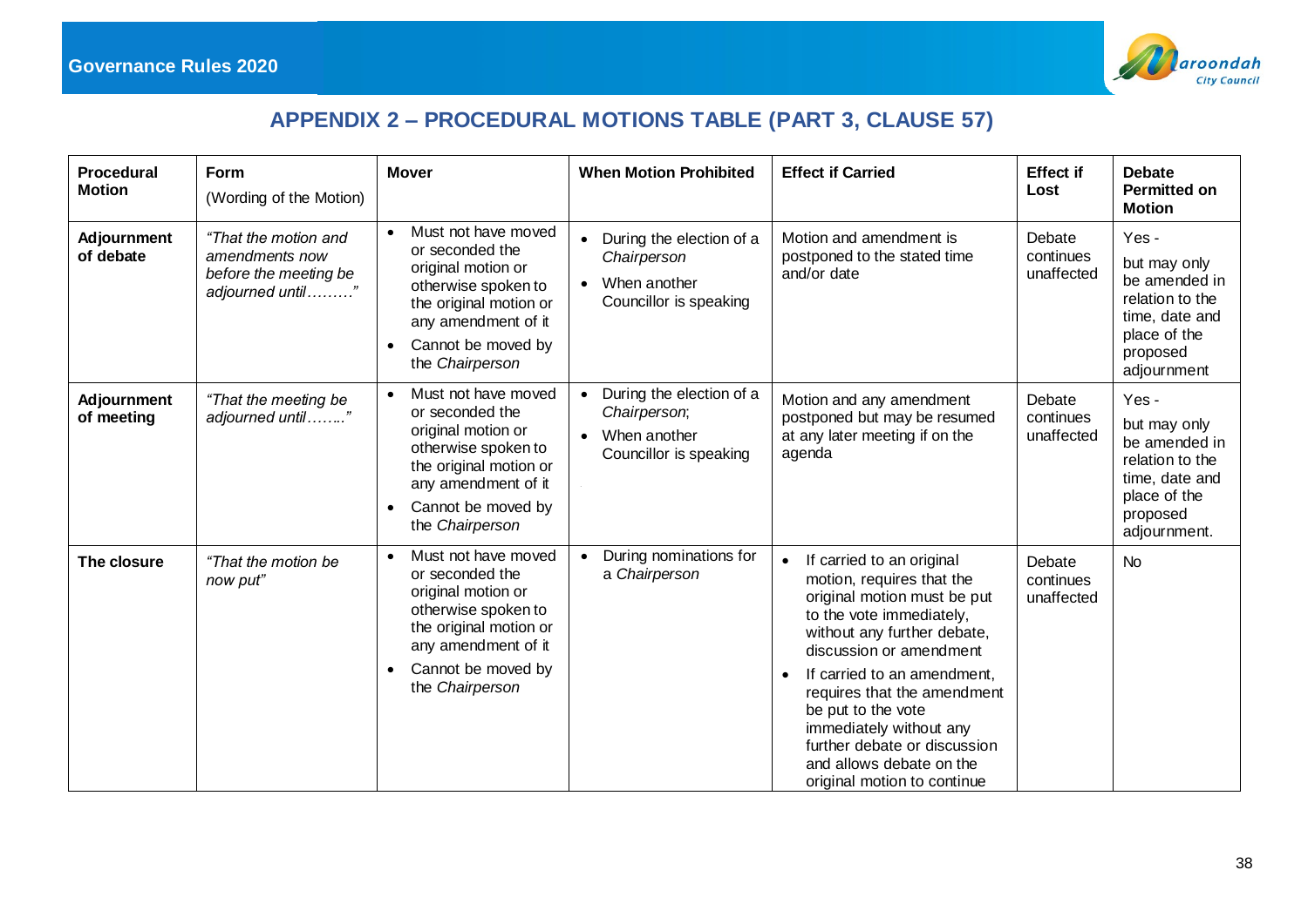## APPENDIX 2 – PROCEDURAL MOTIONS TABLE (PART 3, CLAUSE 57)

| Procedural Motion | Form (Wording of the Motion) | Mover | When Motion Prohibited | Effect if Carried | Effect if Lost | Debate Permitted on Motion |
|---|---|---|---|---|---|---|
| **Adjournment of debate** | *"That the motion and amendments now before the meeting be adjourned until………"* | • Must not have moved or seconded the original motion or otherwise spoken to the original motion or any amendment of it<br>• Cannot be moved by the *Chairperson* | • During the election of a *Chairperson*<br>• When another Councillor is speaking | Motion and amendment is postponed to the stated time and/or date | Debate continues unaffected | Yes - but may only be amended in relation to the time, date and place of the proposed adjournment |
| **Adjournment of meeting** | *"That the meeting be adjourned until…….."* | • Must not have moved or seconded the original motion or otherwise spoken to the original motion or any amendment of it<br>• Cannot be moved by the *Chairperson* | • During the election of a *Chairperson*;<br>• When another Councillor is speaking | Motion and any amendment postponed but may be resumed at any later meeting if on the agenda | Debate continues unaffected | Yes - but may only be amended in relation to the time, date and place of the proposed adjournment. |
| **The closure** | *"That the motion be now put"* | • Must not have moved or seconded the original motion or otherwise spoken to the original motion or any amendment of it<br>• Cannot be moved by the *Chairperson* | • During nominations for a *Chairperson* | • If carried to an original motion, requires that the original motion must be put to the vote immediately, without any further debate, discussion or amendment<br>• If carried to an amendment, requires that the amendment be put to the vote immediately without any further debate or discussion and allows debate on the original motion to continue | Debate continues unaffected | No |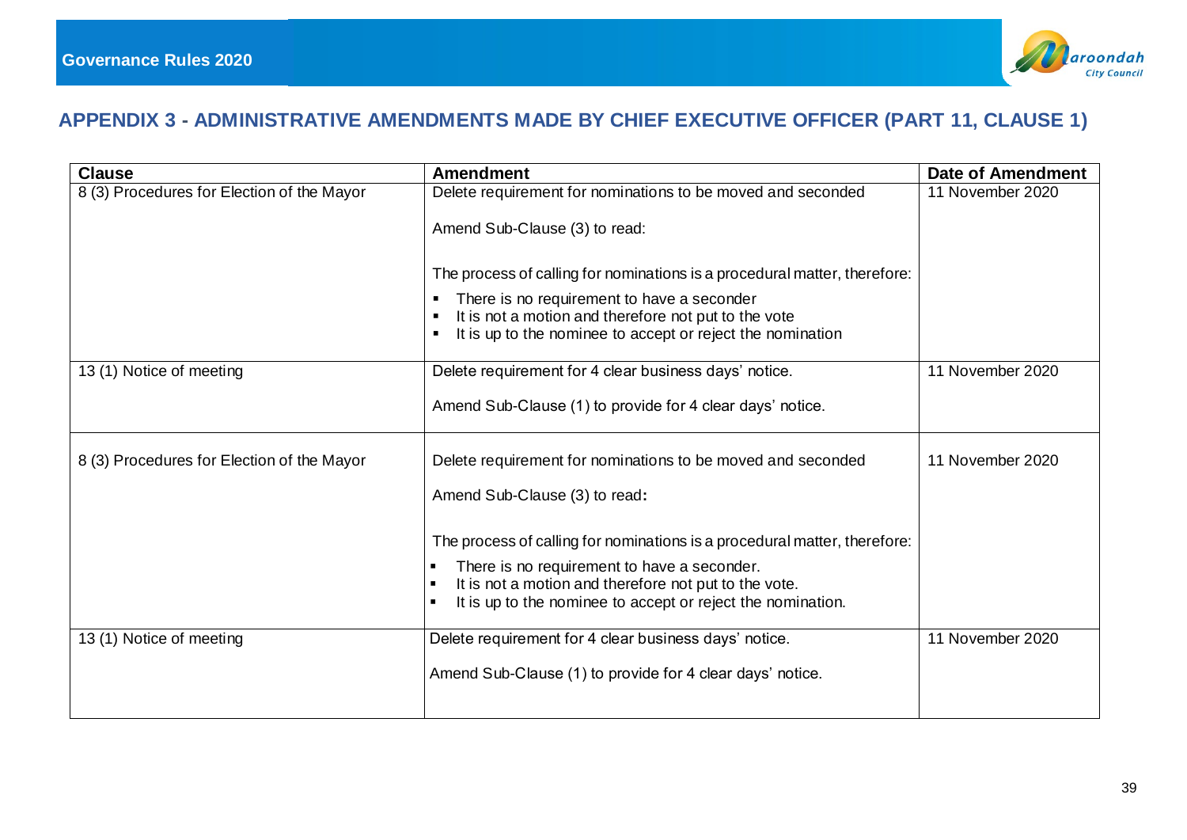## APPENDIX 3 - ADMINISTRATIVE AMENDMENTS MADE BY CHIEF EXECUTIVE OFFICER (PART 11, CLAUSE 1)

| Clause | Amendment | Date of Amendment |
|---|---|---|
| 8 (3) Procedures for Election of the Mayor | Delete requirement for nominations to be moved and seconded<br><br>Amend Sub-Clause (3) to read:<br><br>The process of calling for nominations is a procedural matter, therefore:<br>▪ There is no requirement to have a seconder<br>▪ It is not a motion and therefore not put to the vote<br>▪ It is up to the nominee to accept or reject the nomination | 11 November 2020 |
| 13 (1) Notice of meeting | Delete requirement for 4 clear business days' notice.<br><br>Amend Sub-Clause (1) to provide for 4 clear days' notice. | 11 November 2020 |
| 8 (3) Procedures for Election of the Mayor | Delete requirement for nominations to be moved and seconded<br><br>Amend Sub-Clause (3) to read**:**<br><br>The process of calling for nominations is a procedural matter, therefore:<br>▪ There is no requirement to have a seconder.<br>▪ It is not a motion and therefore not put to the vote.<br>▪ It is up to the nominee to accept or reject the nomination. | 11 November 2020 |
| 13 (1) Notice of meeting | Delete requirement for 4 clear business days' notice.<br><br>Amend Sub-Clause (1) to provide for 4 clear days' notice. | 11 November 2020 |